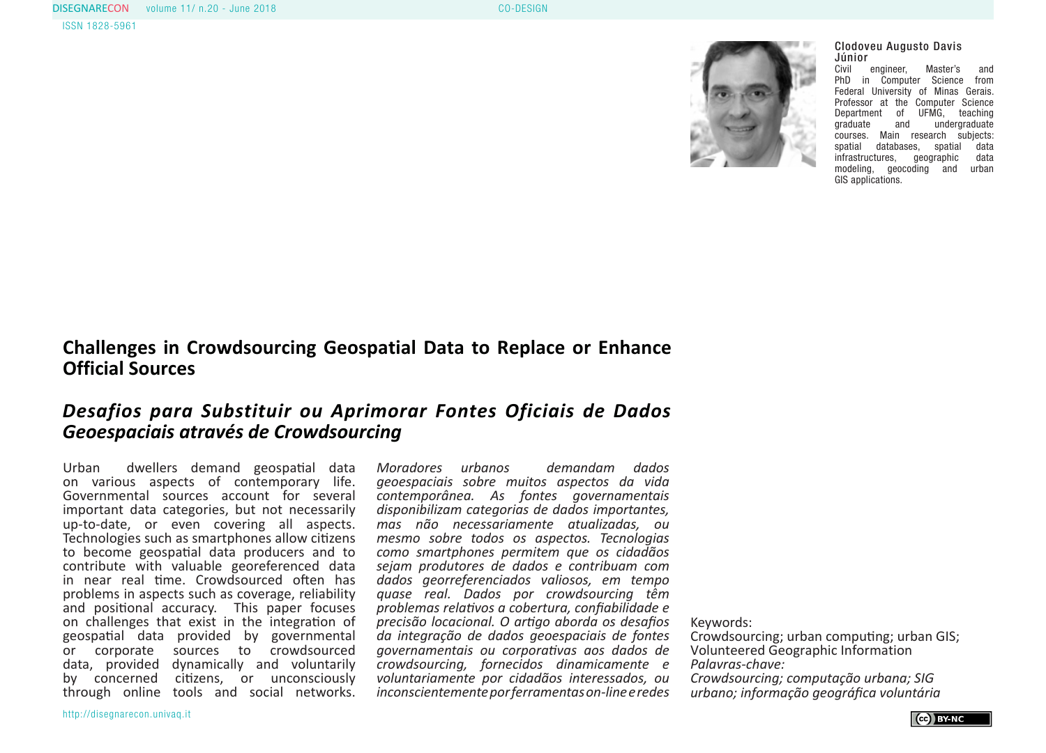**Clodoveu Augusto Davis Júnior**
Civil engineer, Master's and PhD in Computer Science from Federal University of Minas Gerais. Professor at the Computer Science Department of UFMG, teaching graduate and undergraduate courses. Main research subjects: spatial databases, spatial data infrastructures, geographic data modeling, geocoding and urban GIS applications.

# Challenges in Crowdsourcing Geospatial Data to Replace or Enhance Official Sources

## *Desafios para Substituir ou Aprimorar Fontes Oficiais de Dados Geoespaciais através de Crowdsourcing*

Urban dwellers demand geospatial data on various aspects of contemporary life. Governmental sources account for several important data categories, but not necessarily up-to-date, or even covering all aspects. Technologies such as smartphones allow citizens to become geospatial data producers and to contribute with valuable georeferenced data in near real time. Crowdsourced often has problems in aspects such as coverage, reliability and positional accuracy. This paper focuses on challenges that exist in the integration of geospatial data provided by governmental or corporate sources to crowdsourced data, provided dynamically and voluntarily by concerned citizens, or unconsciously through online tools and social networks.

*Moradores urbanos demandam dados geoespaciais sobre muitos aspectos da vida contemporânea. As fontes governamentais disponibilizam categorias de dados importantes, mas não necessariamente atualizadas, ou mesmo sobre todos os aspectos. Tecnologias como smartphones permitem que os cidadãos sejam produtores de dados e contribuam com dados georreferenciados valiosos, em tempo quase real. Dados por crowdsourcing têm problemas relativos a cobertura, confiabilidade e precisão locacional. O artigo aborda os desafios da integração de dados geoespaciais de fontes governamentais ou corporativas aos dados de crowdsourcing, fornecidos dinamicamente e voluntariamente por cidadãos interessados, ou inconscientemente por ferramentas on-line e redes*

Keywords:
Crowdsourcing; urban computing; urban GIS; Volunteered Geographic Information

*Palavras-chave:*
*Crowdsourcing; computação urbana; SIG urbano; informação geográfica voluntária*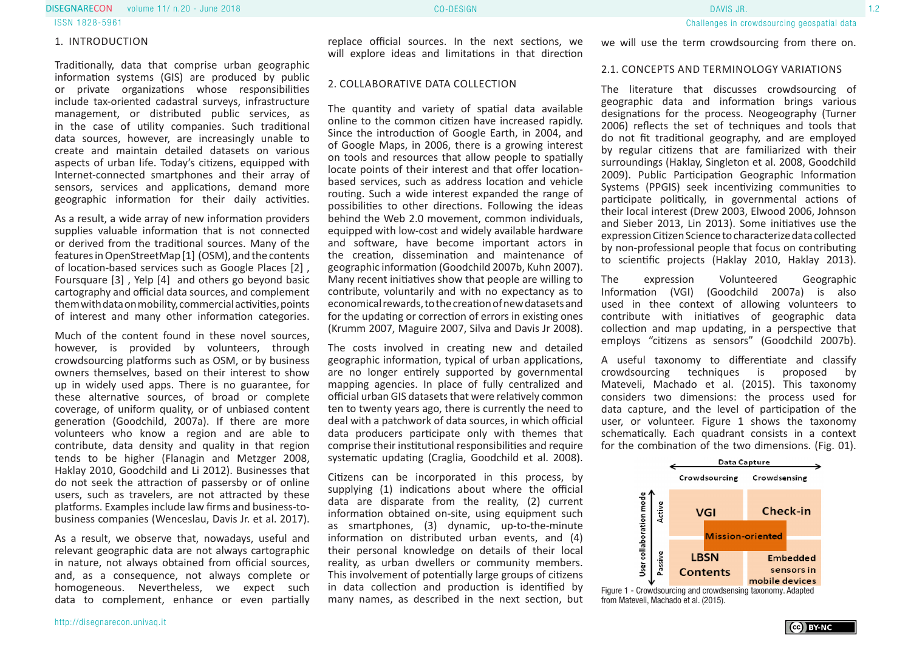## 1. INTRODUCTION

Traditionally, data that comprise urban geographic information systems (GIS) are produced by public or private organizations whose responsibilities include tax-oriented cadastral surveys, infrastructure management, or distributed public services, as in the case of utility companies. Such traditional data sources, however, are increasingly unable to create and maintain detailed datasets on various aspects of urban life. Today's citizens, equipped with Internet-connected smartphones and their array of sensors, services and applications, demand more geographic information for their daily activities.

As a result, a wide array of new information providers supplies valuable information that is not connected or derived from the traditional sources. Many of the features in OpenStreetMap [1] (OSM), and the contents of location-based services such as Google Places [2] , Foursquare [3] , Yelp [4] and others go beyond basic cartography and official data sources, and complement them with data on mobility, commercial activities, points of interest and many other information categories.

Much of the content found in these novel sources, however, is provided by volunteers, through crowdsourcing platforms such as OSM, or by business owners themselves, based on their interest to show up in widely used apps. There is no guarantee, for these alternative sources, of broad or complete coverage, of uniform quality, or of unbiased content generation (Goodchild, 2007a). If there are more volunteers who know a region and are able to contribute, data density and quality in that region tends to be higher (Flanagin and Metzger 2008, Haklay 2010, Goodchild and Li 2012). Businesses that do not seek the attraction of passersby or of online users, such as travelers, are not attracted by these platforms. Examples include law firms and business-to-business companies (Wenceslau, Davis Jr. et al. 2017).

As a result, we observe that, nowadays, useful and relevant geographic data are not always cartographic in nature, not always obtained from official sources, and, as a consequence, not always complete or homogeneous. Nevertheless, we expect such data to complement, enhance or even partially replace official sources. In the next sections, we will explore ideas and limitations in that direction

## 2. COLLABORATIVE DATA COLLECTION

The quantity and variety of spatial data available online to the common citizen have increased rapidly. Since the introduction of Google Earth, in 2004, and of Google Maps, in 2006, there is a growing interest on tools and resources that allow people to spatially locate points of their interest and that offer location-based services, such as address location and vehicle routing. Such a wide interest expanded the range of possibilities to other directions. Following the ideas behind the Web 2.0 movement, common individuals, equipped with low-cost and widely available hardware and software, have become important actors in the creation, dissemination and maintenance of geographic information (Goodchild 2007b, Kuhn 2007). Many recent initiatives show that people are willing to contribute, voluntarily and with no expectancy as to economical rewards, to the creation of new datasets and for the updating or correction of errors in existing ones (Krumm 2007, Maguire 2007, Silva and Davis Jr 2008).

The costs involved in creating new and detailed geographic information, typical of urban applications, are no longer entirely supported by governmental mapping agencies. In place of fully centralized and official urban GIS datasets that were relatively common ten to twenty years ago, there is currently the need to deal with a patchwork of data sources, in which official data producers participate only with themes that comprise their institutional responsibilities and require systematic updating (Craglia, Goodchild et al. 2008).

Citizens can be incorporated in this process, by supplying (1) indications about where the official data are disparate from the reality, (2) current information obtained on-site, using equipment such as smartphones, (3) dynamic, up-to-the-minute information on distributed urban events, and (4) their personal knowledge on details of their local reality, as urban dwellers or community members. This involvement of potentially large groups of citizens in data collection and production is identified by many names, as described in the next section, but we will use the term crowdsourcing from there on.

### 2.1. CONCEPTS AND TERMINOLOGY VARIATIONS

The literature that discusses crowdsourcing of geographic data and information brings various designations for the process. Neogeography (Turner 2006) reflects the set of techniques and tools that do not fit traditional geography, and are employed by regular citizens that are familiarized with their surroundings (Haklay, Singleton et al. 2008, Goodchild 2009). Public Participation Geographic Information Systems (PPGIS) seek incentivizing communities to participate politically, in governmental actions of their local interest (Drew 2003, Elwood 2006, Johnson and Sieber 2013, Lin 2013). Some initiatives use the expression Citizen Science to characterize data collected by non-professional people that focus on contributing to scientific projects (Haklay 2010, Haklay 2013).

The expression Volunteered Geographic Information (VGI) (Goodchild 2007a) is also used in thee context of allowing volunteers to contribute with initiatives of geographic data collection and map updating, in a perspective that employs "citizens as sensors" (Goodchild 2007b).

A useful taxonomy to differentiate and classify crowdsourcing techniques is proposed by Mateveli, Machado et al. (2015). This taxonomy considers two dimensions: the process used for data capture, and the level of participation of the user, or volunteer. Figure 1 shows the taxonomy schematically. Each quadrant consists in a context for the combination of the two dimensions. (Fig. 01).

| User collaboration mode \ Data Capture | Crowdsourcing | Crowdsensing |
|---|---|---|
| Active | VGI | Check-in |
| (Mission-oriented) | Mission-oriented | Mission-oriented |
| Passive | LBSN Contents | Embedded sensors in mobile devices |

Figure 1 - Crowdsourcing and crowdsensing taxonomy. Adapted from Mateveli, Machado et al. (2015).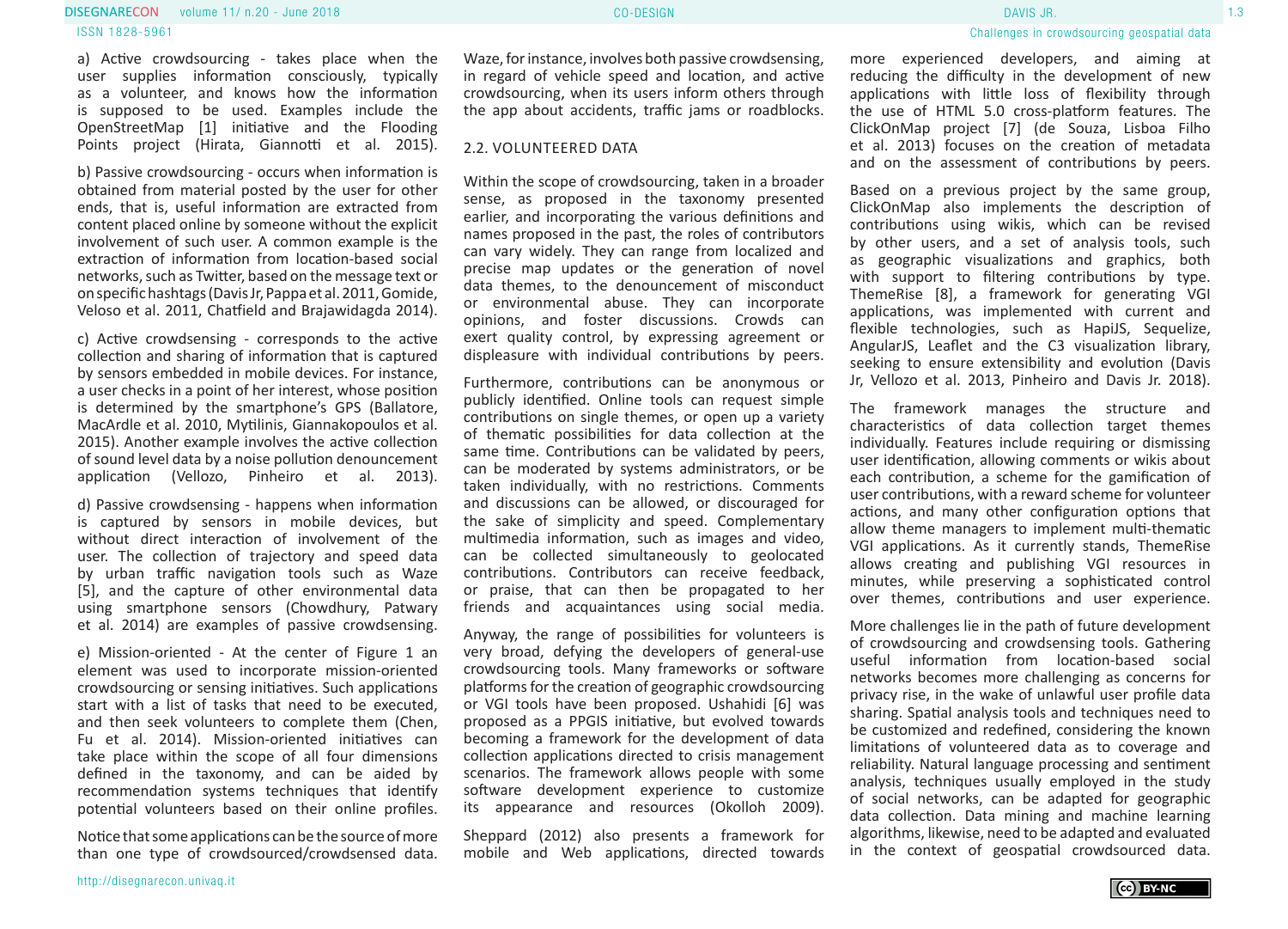a) Active crowdsourcing - takes place when the user supplies information consciously, typically as a volunteer, and knows how the information is supposed to be used. Examples include the OpenStreetMap [1] initiative and the Flooding Points project (Hirata, Giannotti et al. 2015).

b) Passive crowdsourcing - occurs when information is obtained from material posted by the user for other ends, that is, useful information are extracted from content placed online by someone without the explicit involvement of such user. A common example is the extraction of information from location-based social networks, such as Twitter, based on the message text or on specific hashtags (Davis Jr, Pappa et al. 2011, Gomide, Veloso et al. 2011, Chatfield and Brajawidagda 2014).

c) Active crowdsensing - corresponds to the active collection and sharing of information that is captured by sensors embedded in mobile devices. For instance, a user checks in a point of her interest, whose position is determined by the smartphone's GPS (Ballatore, MacArdle et al. 2010, Mytilinis, Giannakopoulos et al. 2015). Another example involves the active collection of sound level data by a noise pollution denouncement application (Vellozo, Pinheiro et al. 2013).

d) Passive crowdsensing - happens when information is captured by sensors in mobile devices, but without direct interaction of involvement of the user. The collection of trajectory and speed data by urban traffic navigation tools such as Waze [5], and the capture of other environmental data using smartphone sensors (Chowdhury, Patwary et al. 2014) are examples of passive crowdsensing.

e) Mission-oriented - At the center of Figure 1 an element was used to incorporate mission-oriented crowdsourcing or sensing initiatives. Such applications start with a list of tasks that need to be executed, and then seek volunteers to complete them (Chen, Fu et al. 2014). Mission-oriented initiatives can take place within the scope of all four dimensions defined in the taxonomy, and can be aided by recommendation systems techniques that identify potential volunteers based on their online profiles.

Notice that some applications can be the source of more than one type of crowdsourced/crowdsensed data. Waze, for instance, involves both passive crowdsensing, in regard of vehicle speed and location, and active crowdsourcing, when its users inform others through the app about accidents, traffic jams or roadblocks.

## 2.2. VOLUNTEERED DATA

Within the scope of crowdsourcing, taken in a broader sense, as proposed in the taxonomy presented earlier, and incorporating the various definitions and names proposed in the past, the roles of contributors can vary widely. They can range from localized and precise map updates or the generation of novel data themes, to the denouncement of misconduct or environmental abuse. They can incorporate opinions, and foster discussions. Crowds can exert quality control, by expressing agreement or displeasure with individual contributions by peers.

Furthermore, contributions can be anonymous or publicly identified. Online tools can request simple contributions on single themes, or open up a variety of thematic possibilities for data collection at the same time. Contributions can be validated by peers, can be moderated by systems administrators, or be taken individually, with no restrictions. Comments and discussions can be allowed, or discouraged for the sake of simplicity and speed. Complementary multimedia information, such as images and video, can be collected simultaneously to geolocated contributions. Contributors can receive feedback, or praise, that can then be propagated to her friends and acquaintances using social media.

Anyway, the range of possibilities for volunteers is very broad, defying the developers of general-use crowdsourcing tools. Many frameworks or software platforms for the creation of geographic crowdsourcing or VGI tools have been proposed. Ushahidi [6] was proposed as a PPGIS initiative, but evolved towards becoming a framework for the development of data collection applications directed to crisis management scenarios. The framework allows people with some software development experience to customize its appearance and resources (Okolloh 2009).

Sheppard (2012) also presents a framework for mobile and Web applications, directed towards more experienced developers, and aiming at reducing the difficulty in the development of new applications with little loss of flexibility through the use of HTML 5.0 cross-platform features. The ClickOnMap project [7] (de Souza, Lisboa Filho et al. 2013) focuses on the creation of metadata and on the assessment of contributions by peers.

Based on a previous project by the same group, ClickOnMap also implements the description of contributions using wikis, which can be revised by other users, and a set of analysis tools, such as geographic visualizations and graphics, both with support to filtering contributions by type. ThemeRise [8], a framework for generating VGI applications, was implemented with current and flexible technologies, such as HapiJS, Sequelize, AngularJS, Leaflet and the C3 visualization library, seeking to ensure extensibility and evolution (Davis Jr, Vellozo et al. 2013, Pinheiro and Davis Jr. 2018).

The framework manages the structure and characteristics of data collection target themes individually. Features include requiring or dismissing user identification, allowing comments or wikis about each contribution, a scheme for the gamification of user contributions, with a reward scheme for volunteer actions, and many other configuration options that allow theme managers to implement multi-thematic VGI applications. As it currently stands, ThemeRise allows creating and publishing VGI resources in minutes, while preserving a sophisticated control over themes, contributions and user experience.

More challenges lie in the path of future development of crowdsourcing and crowdsensing tools. Gathering useful information from location-based social networks becomes more challenging as concerns for privacy rise, in the wake of unlawful user profile data sharing. Spatial analysis tools and techniques need to be customized and redefined, considering the known limitations of volunteered data as to coverage and reliability. Natural language processing and sentiment analysis, techniques usually employed in the study of social networks, can be adapted for geographic data collection. Data mining and machine learning algorithms, likewise, need to be adapted and evaluated in the context of geospatial crowdsourced data.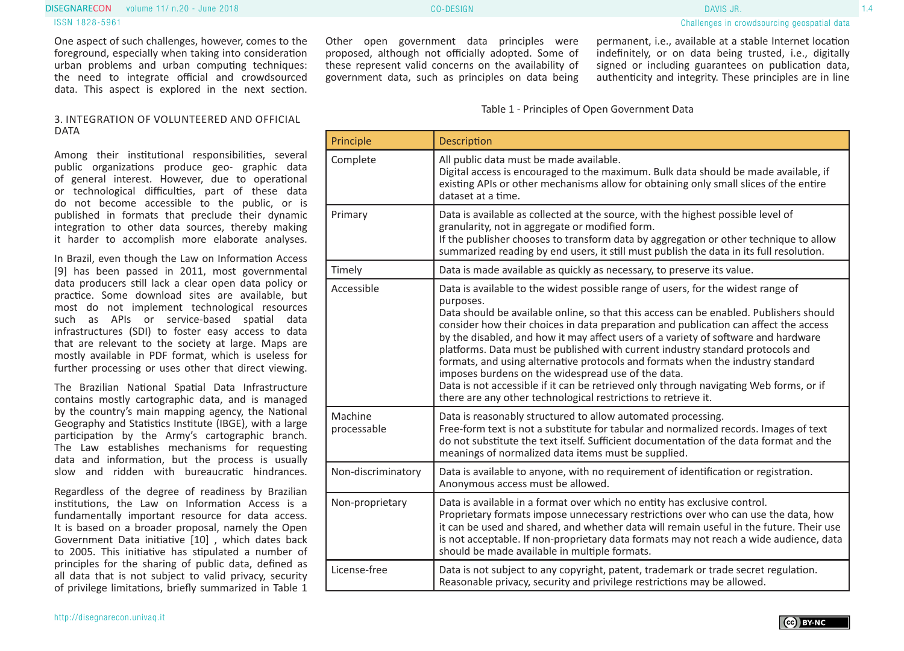One aspect of such challenges, however, comes to the foreground, especially when taking into consideration urban problems and urban computing techniques: the need to integrate official and crowdsourced data. This aspect is explored in the next section.

## 3. INTEGRATION OF VOLUNTEERED AND OFFICIAL DATA

Among their institutional responsibilities, several public organizations produce geo- graphic data of general interest. However, due to operational or technological difficulties, part of these data do not become accessible to the public, or is published in formats that preclude their dynamic integration to other data sources, thereby making it harder to accomplish more elaborate analyses.

In Brazil, even though the Law on Information Access [9] has been passed in 2011, most governmental data producers still lack a clear open data policy or practice. Some download sites are available, but most do not implement technological resources such as APIs or service-based spatial data infrastructures (SDI) to foster easy access to data that are relevant to the society at large. Maps are mostly available in PDF format, which is useless for further processing or uses other that direct viewing.

The Brazilian National Spatial Data Infrastructure contains mostly cartographic data, and is managed by the country's main mapping agency, the National Geography and Statistics Institute (IBGE), with a large participation by the Army's cartographic branch. The Law establishes mechanisms for requesting data and information, but the process is usually slow and ridden with bureaucratic hindrances.

Regardless of the degree of readiness by Brazilian institutions, the Law on Information Access is a fundamentally important resource for data access. It is based on a broader proposal, namely the Open Government Data initiative [10] , which dates back to 2005. This initiative has stipulated a number of principles for the sharing of public data, defined as all data that is not subject to valid privacy, security of privilege limitations, briefly summarized in Table 1

Other open government data principles were proposed, although not officially adopted. Some of these represent valid concerns on the availability of government data, such as principles on data being permanent, i.e., available at a stable Internet location indefinitely, or on data being trusted, i.e., digitally signed or including guarantees on publication data, authenticity and integrity. These principles are in line

Table 1 - Principles of Open Government Data

| Principle | Description |
|---|---|
| Complete | All public data must be made available. Digital access is encouraged to the maximum. Bulk data should be made available, if existing APIs or other mechanisms allow for obtaining only small slices of the entire dataset at a time. |
| Primary | Data is available as collected at the source, with the highest possible level of granularity, not in aggregate or modified form. If the publisher chooses to transform data by aggregation or other technique to allow summarized reading by end users, it still must publish the data in its full resolution. |
| Timely | Data is made available as quickly as necessary, to preserve its value. |
| Accessible | Data is available to the widest possible range of users, for the widest range of purposes. Data should be available online, so that this access can be enabled. Publishers should consider how their choices in data preparation and publication can affect the access by the disabled, and how it may affect users of a variety of software and hardware platforms. Data must be published with current industry standard protocols and formats, and using alternative protocols and formats when the industry standard imposes burdens on the widespread use of the data. Data is not accessible if it can be retrieved only through navigating Web forms, or if there are any other technological restrictions to retrieve it. |
| Machine processable | Data is reasonably structured to allow automated processing. Free-form text is not a substitute for tabular and normalized records. Images of text do not substitute the text itself. Sufficient documentation of the data format and the meanings of normalized data items must be supplied. |
| Non-discriminatory | Data is available to anyone, with no requirement of identification or registration. Anonymous access must be allowed. |
| Non-proprietary | Data is available in a format over which no entity has exclusive control. Proprietary formats impose unnecessary restrictions over who can use the data, how it can be used and shared, and whether data will remain useful in the future. Their use is not acceptable. If non-proprietary data formats may not reach a wide audience, data should be made available in multiple formats. |
| License-free | Data is not subject to any copyright, patent, trademark or trade secret regulation. Reasonable privacy, security and privilege restrictions may be allowed. |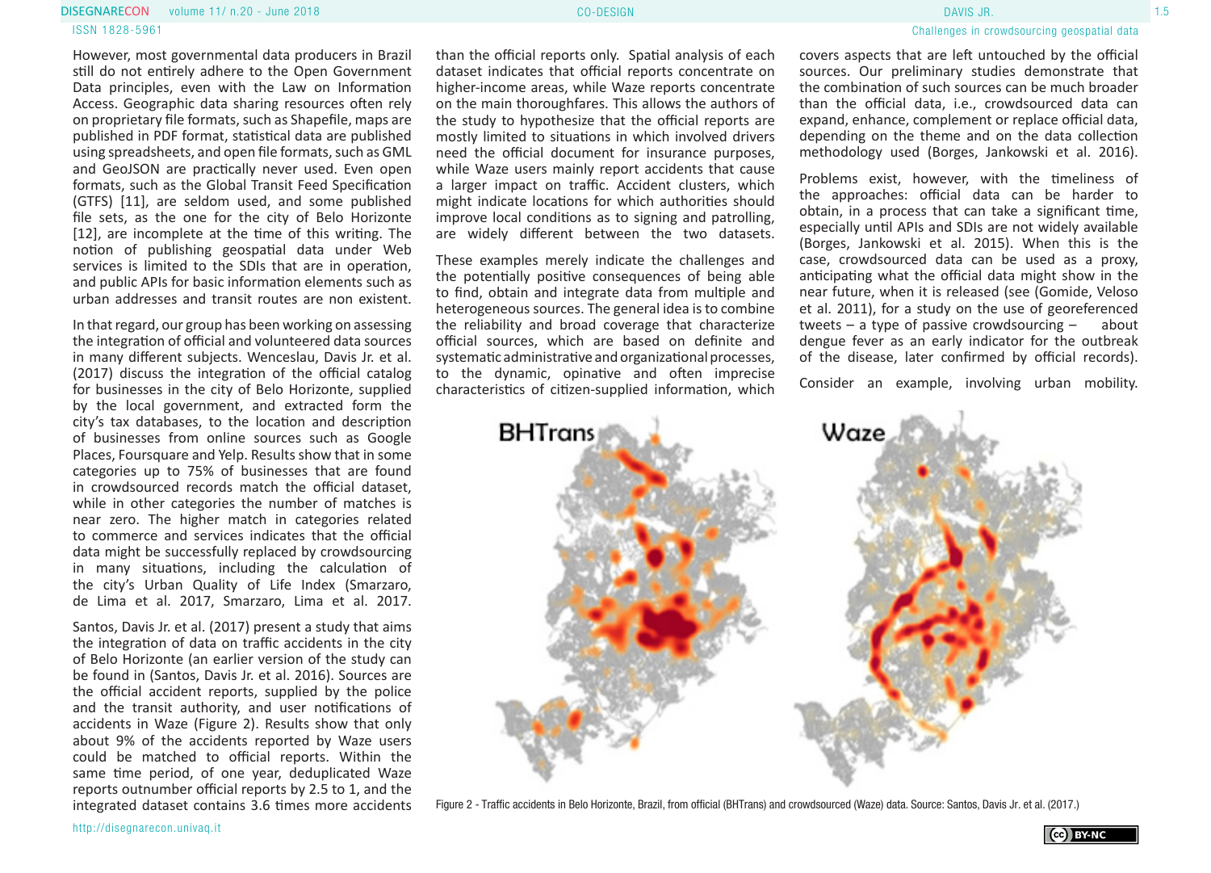However, most governmental data producers in Brazil still do not entirely adhere to the Open Government Data principles, even with the Law on Information Access. Geographic data sharing resources often rely on proprietary file formats, such as Shapefile, maps are published in PDF format, statistical data are published using spreadsheets, and open file formats, such as GML and GeoJSON are practically never used. Even open formats, such as the Global Transit Feed Specification (GTFS) [11], are seldom used, and some published file sets, as the one for the city of Belo Horizonte [12], are incomplete at the time of this writing. The notion of publishing geospatial data under Web services is limited to the SDIs that are in operation, and public APIs for basic information elements such as urban addresses and transit routes are non existent.

In that regard, our group has been working on assessing the integration of official and volunteered data sources in many different subjects. Wenceslau, Davis Jr. et al. (2017) discuss the integration of the official catalog for businesses in the city of Belo Horizonte, supplied by the local government, and extracted form the city's tax databases, to the location and description of businesses from online sources such as Google Places, Foursquare and Yelp. Results show that in some categories up to 75% of businesses that are found in crowdsourced records match the official dataset, while in other categories the number of matches is near zero. The higher match in categories related to commerce and services indicates that the official data might be successfully replaced by crowdsourcing in many situations, including the calculation of the city's Urban Quality of Life Index (Smarzaro, de Lima et al. 2017, Smarzaro, Lima et al. 2017.

Santos, Davis Jr. et al. (2017) present a study that aims the integration of data on traffic accidents in the city of Belo Horizonte (an earlier version of the study can be found in (Santos, Davis Jr. et al. 2016). Sources are the official accident reports, supplied by the police and the transit authority, and user notifications of accidents in Waze (Figure 2). Results show that only about 9% of the accidents reported by Waze users could be matched to official reports. Within the same time period, of one year, deduplicated Waze reports outnumber official reports by 2.5 to 1, and the integrated dataset contains 3.6 times more accidents than the official reports only. Spatial analysis of each dataset indicates that official reports concentrate on higher-income areas, while Waze reports concentrate on the main thoroughfares. This allows the authors of the study to hypothesize that the official reports are mostly limited to situations in which involved drivers need the official document for insurance purposes, while Waze users mainly report accidents that cause a larger impact on traffic. Accident clusters, which might indicate locations for which authorities should improve local conditions as to signing and patrolling, are widely different between the two datasets.

These examples merely indicate the challenges and the potentially positive consequences of being able to find, obtain and integrate data from multiple and heterogeneous sources. The general idea is to combine the reliability and broad coverage that characterize official sources, which are based on definite and systematic administrative and organizational processes, to the dynamic, opinative and often imprecise characteristics of citizen-supplied information, which covers aspects that are left untouched by the official sources. Our preliminary studies demonstrate that the combination of such sources can be much broader than the official data, i.e., crowdsourced data can expand, enhance, complement or replace official data, depending on the theme and on the data collection methodology used (Borges, Jankowski et al. 2016).

Problems exist, however, with the timeliness of the approaches: official data can be harder to obtain, in a process that can take a significant time, especially until APIs and SDIs are not widely available (Borges, Jankowski et al. 2015). When this is the case, crowdsourced data can be used as a proxy, anticipating what the official data might show in the near future, when it is released (see (Gomide, Veloso et al. 2011), for a study on the use of georeferenced tweets – a type of passive crowdsourcing – about dengue fever as an early indicator for the outbreak of the disease, later confirmed by official records).

Consider an example, involving urban mobility.

Figure 2 - Traffic accidents in Belo Horizonte, Brazil, from official (BHTrans) and crowdsourced (Waze) data. Source: Santos, Davis Jr. et al. (2017.)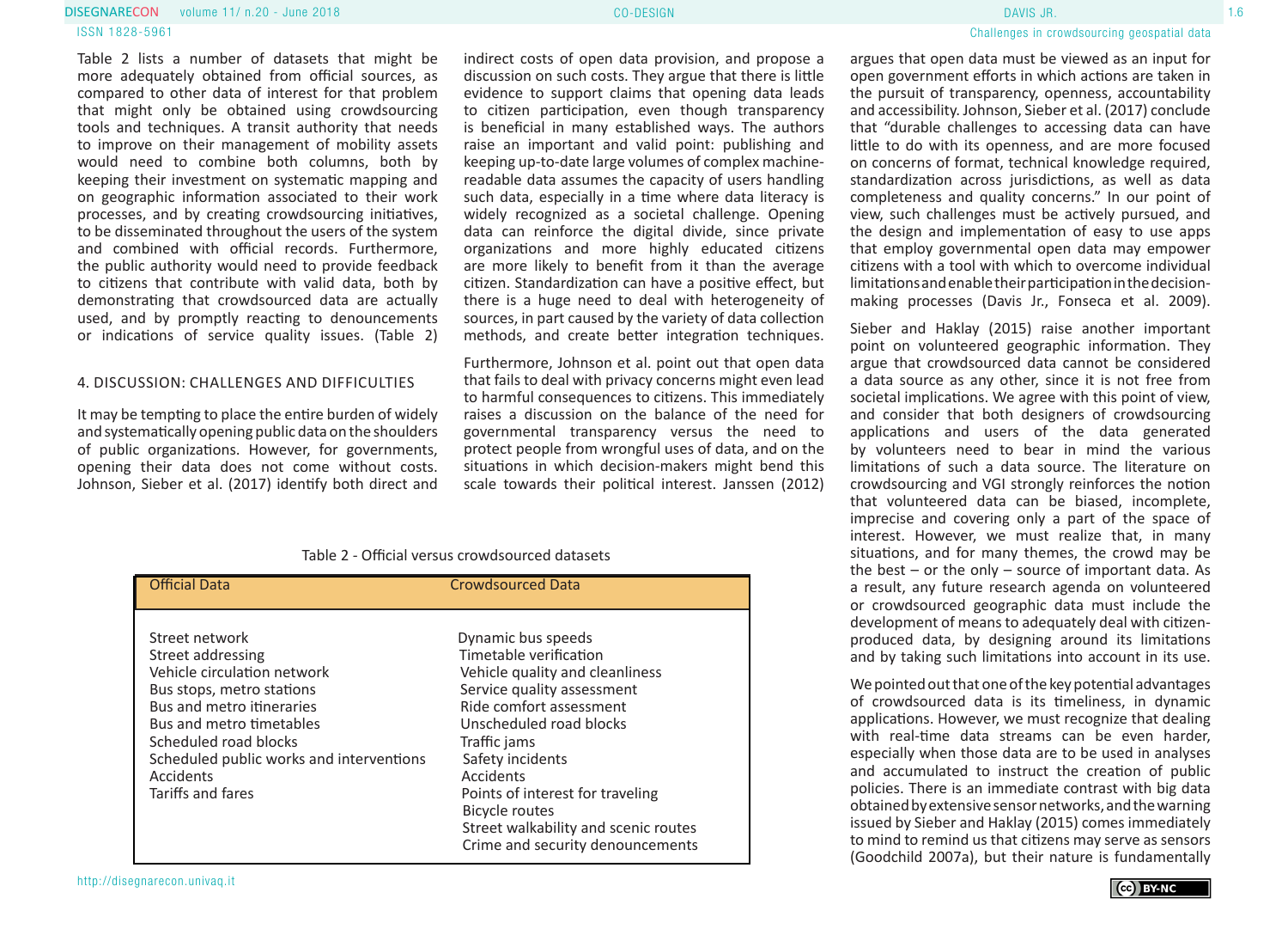Table 2 lists a number of datasets that might be more adequately obtained from official sources, as compared to other data of interest for that problem that might only be obtained using crowdsourcing tools and techniques. A transit authority that needs to improve on their management of mobility assets would need to combine both columns, both by keeping their investment on systematic mapping and on geographic information associated to their work processes, and by creating crowdsourcing initiatives, to be disseminated throughout the users of the system and combined with official records. Furthermore, the public authority would need to provide feedback to citizens that contribute with valid data, both by demonstrating that crowdsourced data are actually used, and by promptly reacting to denouncements or indications of service quality issues. (Table 2)

## 4. DISCUSSION: CHALLENGES AND DIFFICULTIES

It may be tempting to place the entire burden of widely and systematically opening public data on the shoulders of public organizations. However, for governments, opening their data does not come without costs. Johnson, Sieber et al. (2017) identify both direct and indirect costs of open data provision, and propose a discussion on such costs. They argue that there is little evidence to support claims that opening data leads to citizen participation, even though transparency is beneficial in many established ways. The authors raise an important and valid point: publishing and keeping up-to-date large volumes of complex machine-readable data assumes the capacity of users handling such data, especially in a time where data literacy is widely recognized as a societal challenge. Opening data can reinforce the digital divide, since private organizations and more highly educated citizens are more likely to benefit from it than the average citizen. Standardization can have a positive effect, but there is a huge need to deal with heterogeneity of sources, in part caused by the variety of data collection methods, and create better integration techniques.

Furthermore, Johnson et al. point out that open data that fails to deal with privacy concerns might even lead to harmful consequences to citizens. This immediately raises a discussion on the balance of the need for governmental transparency versus the need to protect people from wrongful uses of data, and on the situations in which decision-makers might bend this scale towards their political interest. Janssen (2012) argues that open data must be viewed as an input for open government efforts in which actions are taken in the pursuit of transparency, openness, accountability and accessibility. Johnson, Sieber et al. (2017) conclude that "durable challenges to accessing data can have little to do with its openness, and are more focused on concerns of format, technical knowledge required, standardization across jurisdictions, as well as data completeness and quality concerns." In our point of view, such challenges must be actively pursued, and the design and implementation of easy to use apps that employ governmental open data may empower citizens with a tool with which to overcome individual limitations and enable their participation in the decision-making processes (Davis Jr., Fonseca et al. 2009).

Sieber and Haklay (2015) raise another important point on volunteered geographic information. They argue that crowdsourced data cannot be considered a data source as any other, since it is not free from societal implications. We agree with this point of view, and consider that both designers of crowdsourcing applications and users of the data generated by volunteers need to bear in mind the various limitations of such a data source. The literature on crowdsourcing and VGI strongly reinforces the notion that volunteered data can be biased, incomplete, imprecise and covering only a part of the space of interest. However, we must realize that, in many situations, and for many themes, the crowd may be the best – or the only – source of important data. As a result, any future research agenda on volunteered or crowdsourced geographic data must include the development of means to adequately deal with citizen-produced data, by designing around its limitations and by taking such limitations into account in its use.

We pointed out that one of the key potential advantages of crowdsourced data is its timeliness, in dynamic applications. However, we must recognize that dealing with real-time data streams can be even harder, especially when those data are to be used in analyses and accumulated to instruct the creation of public policies. There is an immediate contrast with big data obtained by extensive sensor networks, and the warning issued by Sieber and Haklay (2015) comes immediately to mind to remind us that citizens may serve as sensors (Goodchild 2007a), but their nature is fundamentally

Table 2 - Official versus crowdsourced datasets

| Official Data | Crowdsourced Data |
|---|---|
| Street network | Dynamic bus speeds |
| Street addressing | Timetable verification |
| Vehicle circulation network | Vehicle quality and cleanliness |
| Bus stops, metro stations | Service quality assessment |
| Bus and metro itineraries | Ride comfort assessment |
| Bus and metro timetables | Unscheduled road blocks |
| Scheduled road blocks | Traffic jams |
| Scheduled public works and interventions | Safety incidents |
| Accidents | Accidents |
| Tariffs and fares | Points of interest for traveling |
| | Bicycle routes |
| | Street walkability and scenic routes |
| | Crime and security denouncements |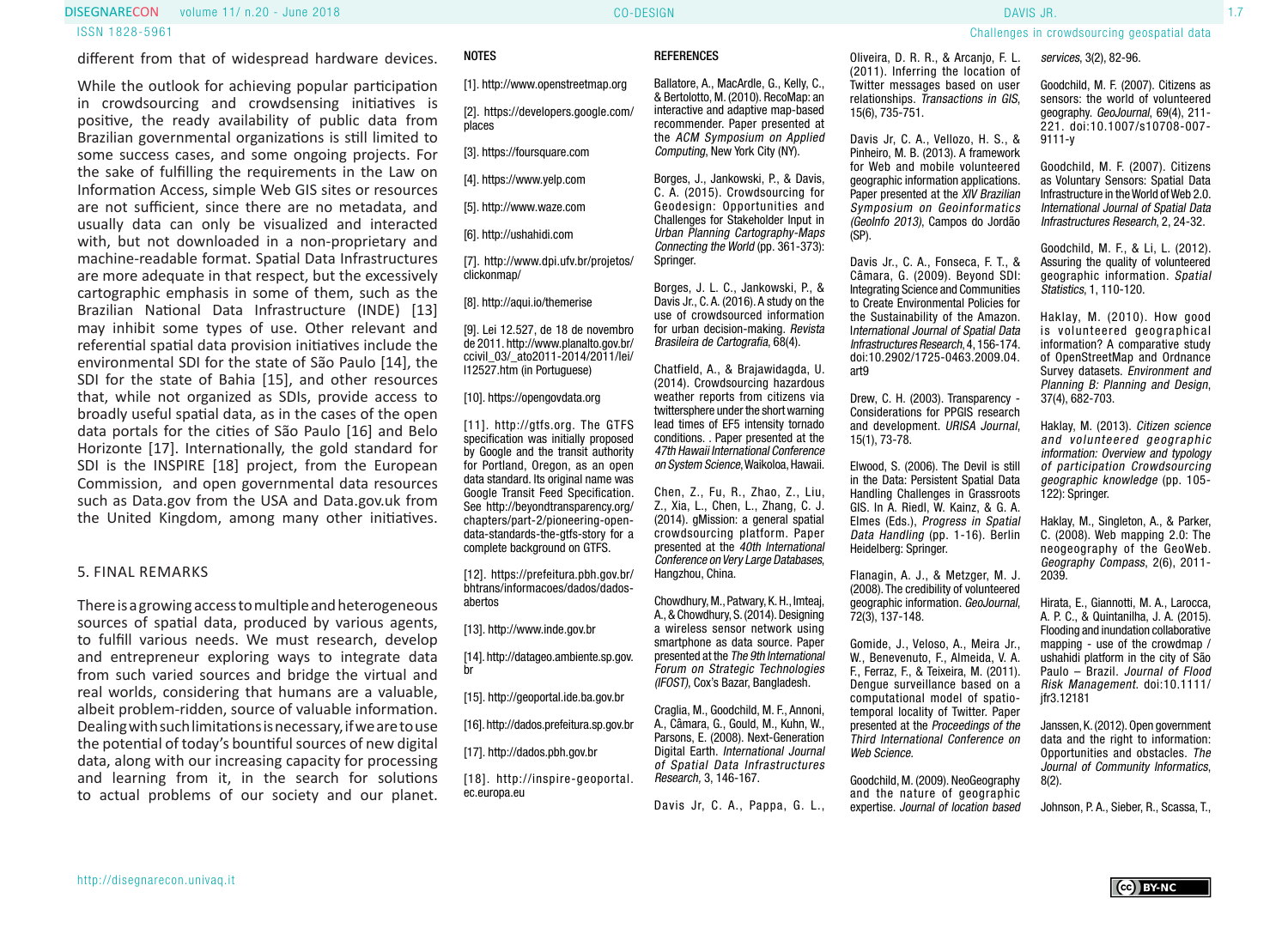different from that of widespread hardware devices.

While the outlook for achieving popular participation in crowdsourcing and crowdsensing initiatives is positive, the ready availability of public data from Brazilian governmental organizations is still limited to some success cases, and some ongoing projects. For the sake of fulfilling the requirements in the Law on Information Access, simple Web GIS sites or resources are not sufficient, since there are no metadata, and usually data can only be visualized and interacted with, but not downloaded in a non-proprietary and machine-readable format. Spatial Data Infrastructures are more adequate in that respect, but the excessively cartographic emphasis in some of them, such as the Brazilian National Data Infrastructure (INDE) [13] may inhibit some types of use. Other relevant and referential spatial data provision initiatives include the environmental SDI for the state of São Paulo [14], the SDI for the state of Bahia [15], and other resources that, while not organized as SDIs, provide access to broadly useful spatial data, as in the cases of the open data portals for the cities of São Paulo [16] and Belo Horizonte [17]. Internationally, the gold standard for SDI is the INSPIRE [18] project, from the European Commission, and open governmental data resources such as Data.gov from the USA and Data.gov.uk from the United Kingdom, among many other initiatives.

## 5. FINAL REMARKS

There is a growing access to multiple and heterogeneous sources of spatial data, produced by various agents, to fulfill various needs. We must research, develop and entrepreneur exploring ways to integrate data from such varied sources and bridge the virtual and real worlds, considering that humans are a valuable, albeit problem-ridden, source of valuable information. Dealing with such limitations is necessary, if we are to use the potential of today's bountiful sources of new digital data, along with our increasing capacity for processing and learning from it, in the search for solutions to actual problems of our society and our planet.

## NOTES

[1]. http://www.openstreetmap.org

[2]. https://developers.google.com/places

[3]. https://foursquare.com

[4]. https://www.yelp.com

[5]. http://www.waze.com

[6]. http://ushahidi.com

[7]. http://www.dpi.ufv.br/projetos/clickonmap/

[8]. http://aqui.io/themerise

[9]. Lei 12.527, de 18 de novembro de 2011. http://www.planalto.gov.br/ccivil_03/_ato2011-2014/2011/lei/l12527.htm (in Portuguese)

[10]. https://opengovdata.org

[11]. http://gtfs.org. The GTFS specification was initially proposed by Google and the transit authority for Portland, Oregon, as an open data standard. Its original name was Google Transit Feed Specification. See http://beyondtransparency.org/chapters/part-2/pioneering-open-data-standards-the-gtfs-story for a complete background on GTFS.

[12]. https://prefeitura.pbh.gov.br/bhtrans/informacoes/dados/dados-abertos

[13]. http://www.inde.gov.br

[14]. http://datageo.ambiente.sp.gov.br

[15]. http://geoportal.ide.ba.gov.br

[16]. http://dados.prefeitura.sp.gov.br

[17]. http://dados.pbh.gov.br

[18]. http://inspire-geoportal.ec.europa.eu

## REFERENCES

Ballatore, A., MacArdle, G., Kelly, C., & Bertolotto, M. (2010). RecoMap: an interactive and adaptive map-based recommender. Paper presented at the *ACM Symposium on Applied Computing*, New York City (NY).

Borges, J., Jankowski, P., & Davis, C. A. (2015). Crowdsourcing for Geodesign: Opportunities and Challenges for Stakeholder Input in *Urban Planning Cartography-Maps Connecting the World* (pp. 361-373): Springer.

Borges, J. L. C., Jankowski, P., & Davis Jr., C. A. (2016). A study on the use of crowdsourced information for urban decision-making. *Revista Brasileira de Cartografia*, 68(4).

Chatfield, A., & Brajawidagda, U. (2014). Crowdsourcing hazardous weather reports from citizens via twittersphere under the short warning lead times of EF5 intensity tornado conditions. . Paper presented at the *47th Hawaii International Conference on System Science*, Waikoloa, Hawaii.

Chen, Z., Fu, R., Zhao, Z., Liu, Z., Xia, L., Chen, L., Zhang, C. J. (2014). gMission: a general spatial crowdsourcing platform. Paper presented at the *40th International Conference on Very Large Databases*, Hangzhou, China.

Chowdhury, M., Patwary, K. H., Imteaj, A., & Chowdhury, S. (2014). Designing a wireless sensor network using smartphone as data source. Paper presented at the *The 9th International Forum on Strategic Technologies (IFOST)*, Cox's Bazar, Bangladesh.

Craglia, M., Goodchild, M. F., Annoni, A., Câmara, G., Gould, M., Kuhn, W., Parsons, E. (2008). Next-Generation Digital Earth. *International Journal of Spatial Data Infrastructures Research*, 3, 146-167.

Davis Jr, C. A., Pappa, G. L., Oliveira, D. R. R., & Arcanjo, F. L. (2011). Inferring the location of Twitter messages based on user relationships. *Transactions in GIS*, 15(6), 735-751.

Davis Jr, C. A., Vellozo, H. S., & Pinheiro, M. B. (2013). A framework for Web and mobile volunteered geographic information applications. Paper presented at the *XIV Brazilian Symposium on Geoinformatics (GeoInfo 2013)*, Campos do Jordão (SP).

Davis Jr., C. A., Fonseca, F. T., & Câmara, G. (2009). Beyond SDI: Integrating Science and Communities to Create Environmental Policies for the Sustainability of the Amazon. *International Journal of Spatial Data Infrastructures Research*, 4, 156-174. doi:10.2902/1725-0463.2009.04.art9

Drew, C. H. (2003). Transparency - Considerations for PPGIS research and development. *URISA Journal*, 15(1), 73-78.

Elwood, S. (2006). The Devil is still in the Data: Persistent Spatial Data Handling Challenges in Grassroots GIS. In A. Riedl, W. Kainz, & G. A. Elmes (Eds.), *Progress in Spatial Data Handling* (pp. 1-16). Berlin Heidelberg: Springer.

Flanagin, A. J., & Metzger, M. J. (2008). The credibility of volunteered geographic information. *GeoJournal*, 72(3), 137-148.

Gomide, J., Veloso, A., Meira Jr., W., Benevenuto, F., Almeida, V. A. F., Ferraz, F., & Teixeira, M. (2011). Dengue surveillance based on a computational model of spatio-temporal locality of Twitter. Paper presented at the *Proceedings of the Third International Conference on Web Science.*

Goodchild, M. (2009). NeoGeography and the nature of geographic expertise. *Journal of location based services*, 3(2), 82-96.

Goodchild, M. F. (2007). Citizens as sensors: the world of volunteered geography. *GeoJournal*, 69(4), 211-221. doi:10.1007/s10708-007-9111-y

Goodchild, M. F. (2007). Citizens as Voluntary Sensors: Spatial Data Infrastructure in the World of Web 2.0. *International Journal of Spatial Data Infrastructures Research*, 2, 24-32.

Goodchild, M. F., & Li, L. (2012). Assuring the quality of volunteered geographic information. *Spatial Statistics*, 1, 110-120.

Haklay, M. (2010). How good is volunteered geographical information? A comparative study of OpenStreetMap and Ordnance Survey datasets. *Environment and Planning B: Planning and Design*, 37(4), 682-703.

Haklay, M. (2013). *Citizen science and volunteered geographic information: Overview and typology of participation Crowdsourcing geographic knowledge* (pp. 105-122): Springer.

Haklay, M., Singleton, A., & Parker, C. (2008). Web mapping 2.0: The neogeography of the GeoWeb. *Geography Compass*, 2(6), 2011-2039.

Hirata, E., Giannotti, M. A., Larocca, A. P. C., & Quintanilha, J. A. (2015). Flooding and inundation collaborative mapping - use of the crowdmap / ushahidi platform in the city of São Paulo – Brazil. *Journal of Flood Risk Management*. doi:10.1111/jfr3.12181

Janssen, K. (2012). Open government data and the right to information: Opportunities and obstacles. *The Journal of Community Informatics*, 8(2).

Johnson, P. A., Sieber, R., Scassa, T.,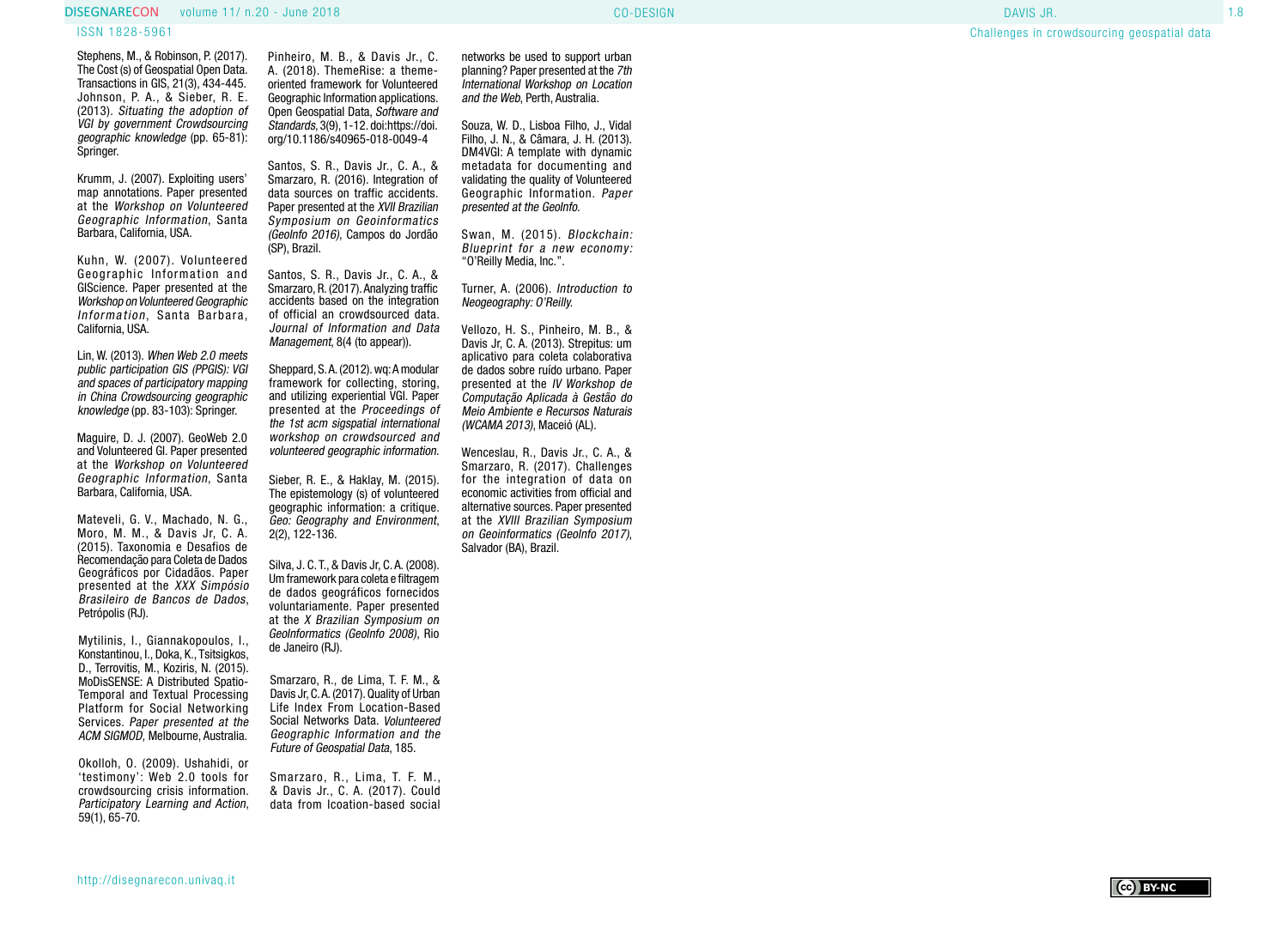Stephens, M., & Robinson, P. (2017). The Cost (s) of Geospatial Open Data. Transactions in GIS, 21(3), 434-445.
Johnson, P. A., & Sieber, R. E. (2013). *Situating the adoption of VGI by government Crowdsourcing geographic knowledge* (pp. 65-81): Springer.

Krumm, J. (2007). Exploiting users' map annotations. Paper presented at the *Workshop on Volunteered Geographic Information*, Santa Barbara, California, USA.

Kuhn, W. (2007). Volunteered Geographic Information and GIScience. Paper presented at the *Workshop on Volunteered Geographic Information*, Santa Barbara, California, USA.

Lin, W. (2013). *When Web 2.0 meets public participation GIS (PPGIS): VGI and spaces of participatory mapping in China Crowdsourcing geographic knowledge* (pp. 83-103): Springer.

Maguire, D. J. (2007). GeoWeb 2.0 and Volunteered GI. Paper presented at the *Workshop on Volunteered Geographic Information*, Santa Barbara, California, USA.

Mateveli, G. V., Machado, N. G., Moro, M. M., & Davis Jr, C. A. (2015). Taxonomia e Desafios de Recomendação para Coleta de Dados Geográficos por Cidadãos. Paper presented at the *XXX Simpósio Brasileiro de Bancos de Dados*, Petrópolis (RJ).

Mytilinis, I., Giannakopoulos, I., Konstantinou, I., Doka, K., Tsitsigkos, D., Terrovitis, M., Koziris, N. (2015). MoDisSENSE: A Distributed Spatio-Temporal and Textual Processing Platform for Social Networking Services. *Paper presented at the ACM SIGMOD*, Melbourne, Australia.

Okolloh, O. (2009). Ushahidi, or 'testimony': Web 2.0 tools for crowdsourcing crisis information. *Participatory Learning and Action*, 59(1), 65-70.

Pinheiro, M. B., & Davis Jr., C. A. (2018). ThemeRise: a theme-oriented framework for Volunteered Geographic Information applications. Open Geospatial Data, *Software and Standards*, 3(9), 1-12. doi:https://doi.org/10.1186/s40965-018-0049-4

Santos, S. R., Davis Jr., C. A., & Smarzaro, R. (2016). Integration of data sources on traffic accidents. Paper presented at the *XVII Brazilian Symposium on Geoinformatics (GeoInfo 2016)*, Campos do Jordão (SP), Brazil.

Santos, S. R., Davis Jr., C. A., & Smarzaro, R. (2017). Analyzing traffic accidents based on the integration of official an crowdsourced data. *Journal of Information and Data Management*, 8(4 (to appear)).

Sheppard, S. A. (2012). wq: A modular framework for collecting, storing, and utilizing experiential VGI. Paper presented at the *Proceedings of the 1st acm sigspatial international workshop on crowdsourced and volunteered geographic information.*

Sieber, R. E., & Haklay, M. (2015). The epistemology (s) of volunteered geographic information: a critique. *Geo: Geography and Environment*, 2(2), 122-136.

Silva, J. C. T., & Davis Jr, C. A. (2008). Um framework para coleta e filtragem de dados geográficos fornecidos voluntariamente. Paper presented at the *X Brazilian Symposium on GeoInformatics (GeoInfo 2008)*, Rio de Janeiro (RJ).

Smarzaro, R., de Lima, T. F. M., & Davis Jr, C. A. (2017). Quality of Urban Life Index From Location-Based Social Networks Data. *Volunteered Geographic Information and the Future of Geospatial Data*, 185.

Smarzaro, R., Lima, T. F. M., & Davis Jr., C. A. (2017). Could data from lcoation-based social networks be used to support urban planning? Paper presented at the *7th International Workshop on Location and the Web*, Perth, Australia.

Souza, W. D., Lisboa Filho, J., Vidal Filho, J. N., & Câmara, J. H. (2013). DM4VGI: A template with dynamic metadata for documenting and validating the quality of Volunteered Geographic Information. *Paper presented at the GeoInfo.*

Swan, M. (2015). *Blockchain: Blueprint for a new economy:* "O'Reilly Media, Inc.".

Turner, A. (2006). *Introduction to Neogeography: O'Reilly.*

Vellozo, H. S., Pinheiro, M. B., & Davis Jr, C. A. (2013). Strepitus: um aplicativo para coleta colaborativa de dados sobre ruído urbano. Paper presented at the *IV Workshop de Computação Aplicada à Gestão do Meio Ambiente e Recursos Naturais (WCAMA 2013)*, Maceió (AL).

Wenceslau, R., Davis Jr., C. A., & Smarzaro, R. (2017). Challenges for the integration of data on economic activities from official and alternative sources. Paper presented at the *XVIII Brazilian Symposium on Geoinformatics (GeoInfo 2017)*, Salvador (BA), Brazil.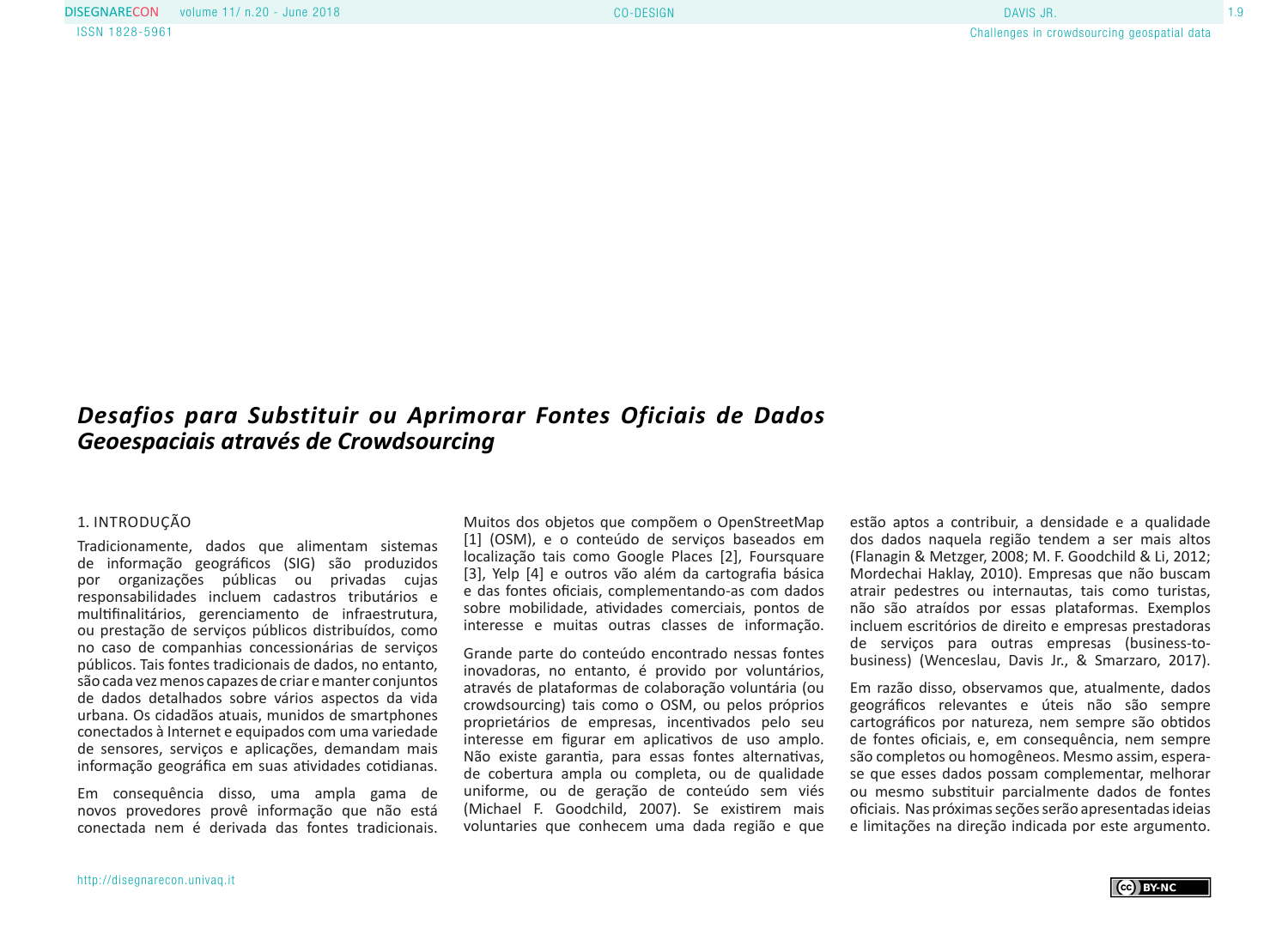# *Desafios para Substituir ou Aprimorar Fontes Oficiais de Dados Geoespaciais através de Crowdsourcing*

## 1. INTRODUÇÃO

Tradicionamente, dados que alimentam sistemas de informação geográficos (SIG) são produzidos por organizações públicas ou privadas cujas responsabilidades incluem cadastros tributários e multifinalitários, gerenciamento de infraestrutura, ou prestação de serviços públicos distribuídos, como no caso de companhias concessionárias de serviços públicos. Tais fontes tradicionais de dados, no entanto, são cada vez menos capazes de criar e manter conjuntos de dados detalhados sobre vários aspectos da vida urbana. Os cidadãos atuais, munidos de smartphones conectados à Internet e equipados com uma variedade de sensores, serviços e aplicações, demandam mais informação geográfica em suas atividades cotidianas.

Em consequência disso, uma ampla gama de novos provedores provê informação que não está conectada nem é derivada das fontes tradicionais. Muitos dos objetos que compõem o OpenStreetMap [1] (OSM), e o conteúdo de serviços baseados em localização tais como Google Places [2], Foursquare [3], Yelp [4] e outros vão além da cartografia básica e das fontes oficiais, complementando-as com dados sobre mobilidade, atividades comerciais, pontos de interesse e muitas outras classes de informação.

Grande parte do conteúdo encontrado nessas fontes inovadoras, no entanto, é provido por voluntários, através de plataformas de colaboração voluntária (ou crowdsourcing) tais como o OSM, ou pelos próprios proprietários de empresas, incentivados pelo seu interesse em figurar em aplicativos de uso amplo. Não existe garantia, para essas fontes alternativas, de cobertura ampla ou completa, ou de qualidade uniforme, ou de geração de conteúdo sem viés (Michael F. Goodchild, 2007). Se existirem mais voluntaries que conhecem uma dada região e que estão aptos a contribuir, a densidade e a qualidade dos dados naquela região tendem a ser mais altos (Flanagin & Metzger, 2008; M. F. Goodchild & Li, 2012; Mordechai Haklay, 2010). Empresas que não buscam atrair pedestres ou internautas, tais como turistas, não são atraídos por essas plataformas. Exemplos incluem escritórios de direito e empresas prestadoras de serviços para outras empresas (business-to-business) (Wenceslau, Davis Jr., & Smarzaro, 2017).

Em razão disso, observamos que, atualmente, dados geográficos relevantes e úteis não são sempre cartográficos por natureza, nem sempre são obtidos de fontes oficiais, e, em consequência, nem sempre são completos ou homogêneos. Mesmo assim, espera-se que esses dados possam complementar, melhorar ou mesmo substituir parcialmente dados de fontes oficiais. Nas próximas seções serão apresentadas ideias e limitações na direção indicada por este argumento.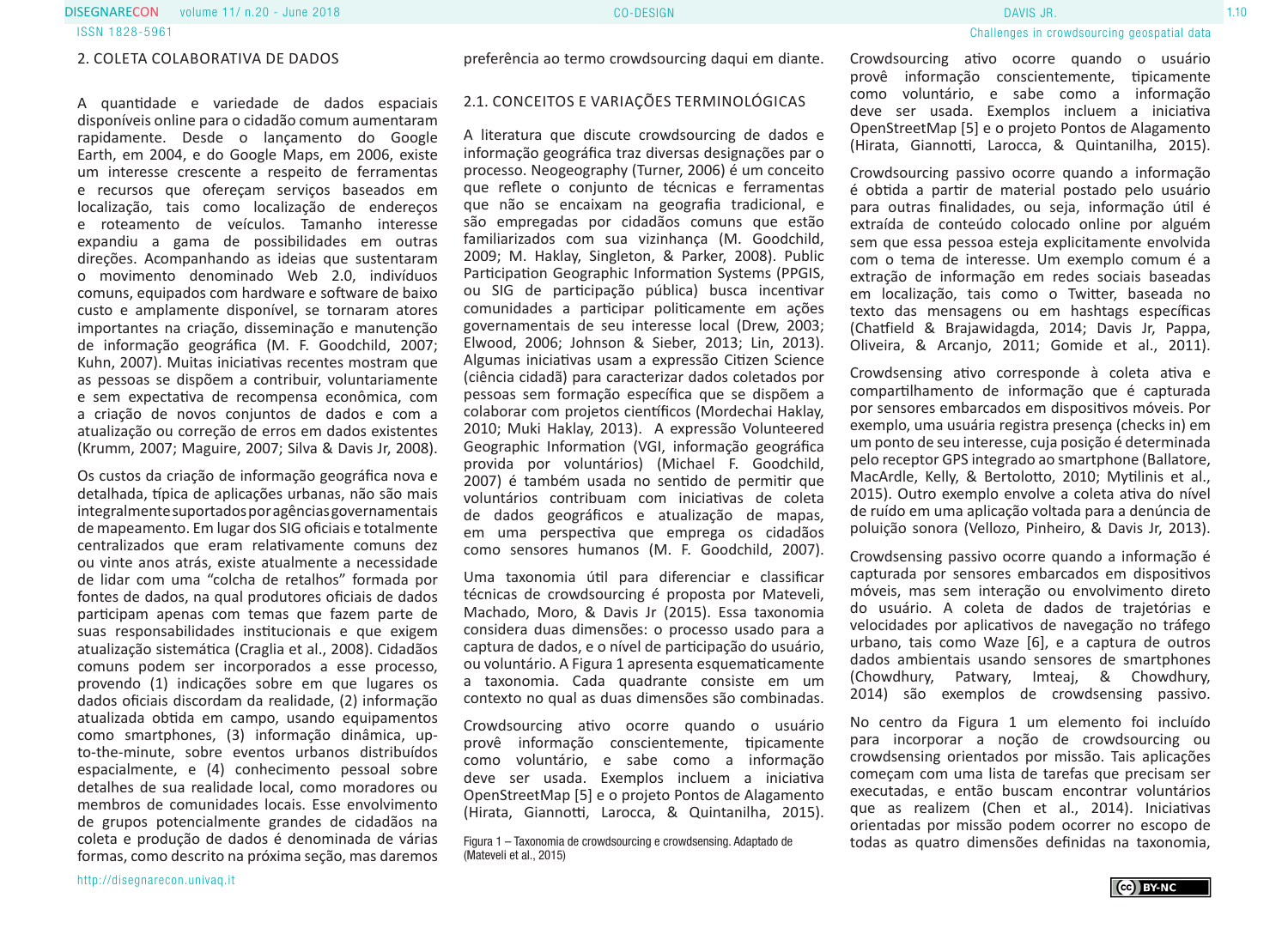## 2. COLETA COLABORATIVA DE DADOS

A quantidade e variedade de dados espaciais disponíveis online para o cidadão comum aumentaram rapidamente. Desde o lançamento do Google Earth, em 2004, e do Google Maps, em 2006, existe um interesse crescente a respeito de ferramentas e recursos que ofereçam serviços baseados em localização, tais como localização de endereços e roteamento de veículos. Tamanho interesse expandiu a gama de possibilidades em outras direções. Acompanhando as ideias que sustentaram o movimento denominado Web 2.0, indivíduos comuns, equipados com hardware e software de baixo custo e amplamente disponível, se tornaram atores importantes na criação, disseminação e manutenção de informação geográfica (M. F. Goodchild, 2007; Kuhn, 2007). Muitas iniciativas recentes mostram que as pessoas se dispõem a contribuir, voluntariamente e sem expectativa de recompensa econômica, com a criação de novos conjuntos de dados e com a atualização ou correção de erros em dados existentes (Krumm, 2007; Maguire, 2007; Silva & Davis Jr, 2008).

Os custos da criação de informação geográfica nova e detalhada, típica de aplicações urbanas, não são mais integralmente suportados por agências governamentais de mapeamento. Em lugar dos SIG oficiais e totalmente centralizados que eram relativamente comuns dez ou vinte anos atrás, existe atualmente a necessidade de lidar com uma "colcha de retalhos" formada por fontes de dados, na qual produtores oficiais de dados participam apenas com temas que fazem parte de suas responsabilidades institucionais e que exigem atualização sistemática (Craglia et al., 2008). Cidadãos comuns podem ser incorporados a esse processo, provendo (1) indicações sobre em que lugares os dados oficiais discordam da realidade, (2) informação atualizada obtida em campo, usando equipamentos como smartphones, (3) informação dinâmica, up-to-the-minute, sobre eventos urbanos distribuídos espacialmente, e (4) conhecimento pessoal sobre detalhes de sua realidade local, como moradores ou membros de comunidades locais. Esse envolvimento de grupos potencialmente grandes de cidadãos na coleta e produção de dados é denominada de várias formas, como descrito na próxima seção, mas daremos preferência ao termo crowdsourcing daqui em diante.

### 2.1. CONCEITOS E VARIAÇÕES TERMINOLÓGICAS

A literatura que discute crowdsourcing de dados e informação geográfica traz diversas designações par o processo. Neogeography (Turner, 2006) é um conceito que reflete o conjunto de técnicas e ferramentas que não se encaixam na geografia tradicional, e são empregadas por cidadãos comuns que estão familiarizados com sua vizinhança (M. Goodchild, 2009; M. Haklay, Singleton, & Parker, 2008). Public Participation Geographic Information Systems (PPGIS, ou SIG de participação pública) busca incentivar comunidades a participar politicamente em ações governamentais de seu interesse local (Drew, 2003; Elwood, 2006; Johnson & Sieber, 2013; Lin, 2013). Algumas iniciativas usam a expressão Citizen Science (ciência cidadã) para caracterizar dados coletados por pessoas sem formação específica que se dispõem a colaborar com projetos científicos (Mordechai Haklay, 2010; Muki Haklay, 2013). A expressão Volunteered Geographic Information (VGI, informação geográfica provida por voluntários) (Michael F. Goodchild, 2007) é também usada no sentido de permitir que voluntários contribuam com iniciativas de coleta de dados geográficos e atualização de mapas, em uma perspectiva que emprega os cidadãos como sensores humanos (M. F. Goodchild, 2007).

Uma taxonomia útil para diferenciar e classificar técnicas de crowdsourcing é proposta por Mateveli, Machado, Moro, & Davis Jr (2015). Essa taxonomia considera duas dimensões: o processo usado para a captura de dados, e o nível de participação do usuário, ou voluntário. A Figura 1 apresenta esquematicamente a taxonomia. Cada quadrante consiste em um contexto no qual as duas dimensões são combinadas.

Crowdsourcing ativo ocorre quando o usuário provê informação conscientemente, tipicamente como voluntário, e sabe como a informação deve ser usada. Exemplos incluem a iniciativa OpenStreetMap [5] e o projeto Pontos de Alagamento (Hirata, Giannotti, Larocca, & Quintanilha, 2015).

Figura 1 – Taxonomia de crowdsourcing e crowdsensing. Adaptado de (Mateveli et al., 2015)

Crowdsourcing ativo ocorre quando o usuário provê informação conscientemente, tipicamente como voluntário, e sabe como a informação deve ser usada. Exemplos incluem a iniciativa OpenStreetMap [5] e o projeto Pontos de Alagamento (Hirata, Giannotti, Larocca, & Quintanilha, 2015).

Crowdsourcing passivo ocorre quando a informação é obtida a partir de material postado pelo usuário para outras finalidades, ou seja, informação útil é extraída de conteúdo colocado online por alguém sem que essa pessoa esteja explicitamente envolvida com o tema de interesse. Um exemplo comum é a extração de informação em redes sociais baseadas em localização, tais como o Twitter, baseada no texto das mensagens ou em hashtags específicas (Chatfield & Brajawidagda, 2014; Davis Jr, Pappa, Oliveira, & Arcanjo, 2011; Gomide et al., 2011).

Crowdsensing ativo corresponde à coleta ativa e compartilhamento de informação que é capturada por sensores embarcados em dispositivos móveis. Por exemplo, uma usuária registra presença (checks in) em um ponto de seu interesse, cuja posição é determinada pelo receptor GPS integrado ao smartphone (Ballatore, MacArdle, Kelly, & Bertolotto, 2010; Mytilinis et al., 2015). Outro exemplo envolve a coleta ativa do nível de ruído em uma aplicação voltada para a denúncia de poluição sonora (Vellozo, Pinheiro, & Davis Jr, 2013).

Crowdsensing passivo ocorre quando a informação é capturada por sensores embarcados em dispositivos móveis, mas sem interação ou envolvimento direto do usuário. A coleta de dados de trajetórias e velocidades por aplicativos de navegação no tráfego urbano, tais como Waze [6], e a captura de outros dados ambientais usando sensores de smartphones (Chowdhury, Patwary, Imteaj, & Chowdhury, 2014) são exemplos de crowdsensing passivo.

No centro da Figura 1 um elemento foi incluído para incorporar a noção de crowdsourcing ou crowdsensing orientados por missão. Tais aplicações começam com uma lista de tarefas que precisam ser executadas, e então buscam encontrar voluntários que as realizem (Chen et al., 2014). Iniciativas orientadas por missão podem ocorrer no escopo de todas as quatro dimensões definidas na taxonomia,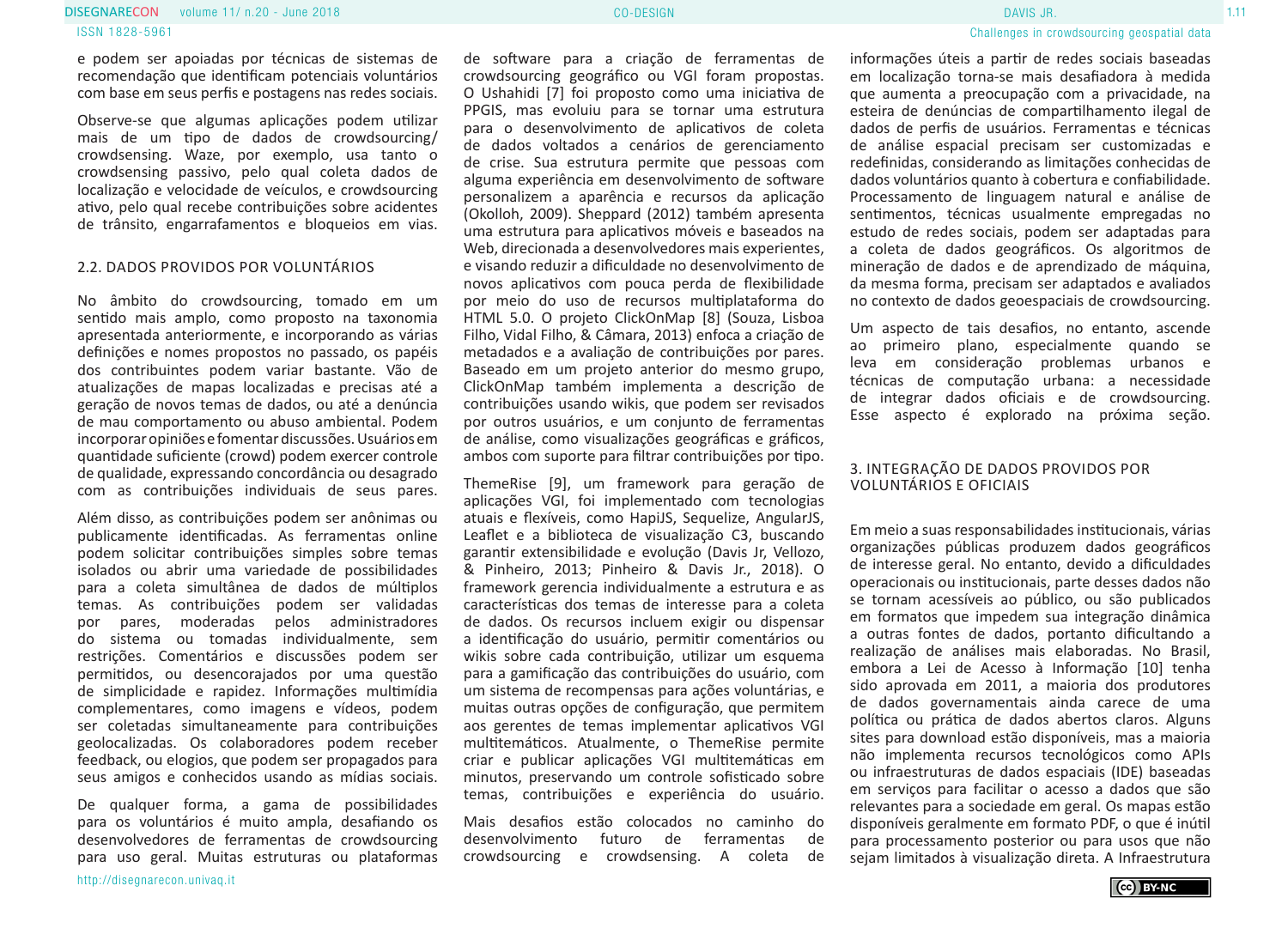e podem ser apoiadas por técnicas de sistemas de recomendação que identificam potenciais voluntários com base em seus perfis e postagens nas redes sociais.

Observe-se que algumas aplicações podem utilizar mais de um tipo de dados de crowdsourcing/crowdsensing. Waze, por exemplo, usa tanto o crowdsensing passivo, pelo qual coleta dados de localização e velocidade de veículos, e crowdsourcing ativo, pelo qual recebe contribuições sobre acidentes de trânsito, engarrafamentos e bloqueios em vias.

## 2.2. DADOS PROVIDOS POR VOLUNTÁRIOS

No âmbito do crowdsourcing, tomado em um sentido mais amplo, como proposto na taxonomia apresentada anteriormente, e incorporando as várias definições e nomes propostos no passado, os papéis dos contribuintes podem variar bastante. Vão de atualizações de mapas localizadas e precisas até a geração de novos temas de dados, ou até a denúncia de mau comportamento ou abuso ambiental. Podem incorporar opiniões e fomentar discussões. Usuários em quantidade suficiente (crowd) podem exercer controle de qualidade, expressando concordância ou desagrado com as contribuições individuais de seus pares.

Além disso, as contribuições podem ser anônimas ou publicamente identificadas. As ferramentas online podem solicitar contribuições simples sobre temas isolados ou abrir uma variedade de possibilidades para a coleta simultânea de dados de múltiplos temas. As contribuições podem ser validadas por pares, moderadas pelos administradores do sistema ou tomadas individualmente, sem restrições. Comentários e discussões podem ser permitidos, ou desencorajados por uma questão de simplicidade e rapidez. Informações multimídia complementares, como imagens e vídeos, podem ser coletadas simultaneamente para contribuições geolocalizadas. Os colaboradores podem receber feedback, ou elogios, que podem ser propagados para seus amigos e conhecidos usando as mídias sociais.

De qualquer forma, a gama de possibilidades para os voluntários é muito ampla, desafiando os desenvolvedores de ferramentas de crowdsourcing para uso geral. Muitas estruturas ou plataformas de software para a criação de ferramentas de crowdsourcing geográfico ou VGI foram propostas. O Ushahidi [7] foi proposto como uma iniciativa de PPGIS, mas evoluiu para se tornar uma estrutura para o desenvolvimento de aplicativos de coleta de dados voltados a cenários de gerenciamento de crise. Sua estrutura permite que pessoas com alguma experiência em desenvolvimento de software personalizem a aparência e recursos da aplicação (Okolloh, 2009). Sheppard (2012) também apresenta uma estrutura para aplicativos móveis e baseados na Web, direcionada a desenvolvedores mais experientes, e visando reduzir a dificuldade no desenvolvimento de novos aplicativos com pouca perda de flexibilidade por meio do uso de recursos multiplataforma do HTML 5.0. O projeto ClickOnMap [8] (Souza, Lisboa Filho, Vidal Filho, & Câmara, 2013) enfoca a criação de metadados e a avaliação de contribuições por pares. Baseado em um projeto anterior do mesmo grupo, ClickOnMap também implementa a descrição de contribuições usando wikis, que podem ser revisados por outros usuários, e um conjunto de ferramentas de análise, como visualizações geográficas e gráficos, ambos com suporte para filtrar contribuições por tipo.

ThemeRise [9], um framework para geração de aplicações VGI, foi implementado com tecnologias atuais e flexíveis, como HapiJS, Sequelize, AngularJS, Leaflet e a biblioteca de visualização C3, buscando garantir extensibilidade e evolução (Davis Jr, Vellozo, & Pinheiro, 2013; Pinheiro & Davis Jr., 2018). O framework gerencia individualmente a estrutura e as características dos temas de interesse para a coleta de dados. Os recursos incluem exigir ou dispensar a identificação do usuário, permitir comentários ou wikis sobre cada contribuição, utilizar um esquema para a gamificação das contribuições do usuário, com um sistema de recompensas para ações voluntárias, e muitas outras opções de configuração, que permitem aos gerentes de temas implementar aplicativos VGI multitemáticos. Atualmente, o ThemeRise permite criar e publicar aplicações VGI multitemáticas em minutos, preservando um controle sofisticado sobre temas, contribuições e experiência do usuário.

Mais desafios estão colocados no caminho do desenvolvimento futuro de ferramentas de crowdsourcing e crowdsensing. A coleta de informações úteis a partir de redes sociais baseadas em localização torna-se mais desafiadora à medida que aumenta a preocupação com a privacidade, na esteira de denúncias de compartilhamento ilegal de dados de perfis de usuários. Ferramentas e técnicas de análise espacial precisam ser customizadas e redefinidas, considerando as limitações conhecidas de dados voluntários quanto à cobertura e confiabilidade. Processamento de linguagem natural e análise de sentimentos, técnicas usualmente empregadas no estudo de redes sociais, podem ser adaptadas para a coleta de dados geográficos. Os algoritmos de mineração de dados e de aprendizado de máquina, da mesma forma, precisam ser adaptados e avaliados no contexto de dados geoespaciais de crowdsourcing.

Um aspecto de tais desafios, no entanto, ascende ao primeiro plano, especialmente quando se leva em consideração problemas urbanos e técnicas de computação urbana: a necessidade de integrar dados oficiais e de crowdsourcing. Esse aspecto é explorado na próxima seção.

## 3. INTEGRAÇÃO DE DADOS PROVIDOS POR VOLUNTÁRIOS E OFICIAIS

Em meio a suas responsabilidades institucionais, várias organizações públicas produzem dados geográficos de interesse geral. No entanto, devido a dificuldades operacionais ou institucionais, parte desses dados não se tornam acessíveis ao público, ou são publicados em formatos que impedem sua integração dinâmica a outras fontes de dados, portanto dificultando a realização de análises mais elaboradas. No Brasil, embora a Lei de Acesso à Informação [10] tenha sido aprovada em 2011, a maioria dos produtores de dados governamentais ainda carece de uma política ou prática de dados abertos claros. Alguns sites para download estão disponíveis, mas a maioria não implementa recursos tecnológicos como APIs ou infraestruturas de dados espaciais (IDE) baseadas em serviços para facilitar o acesso a dados que são relevantes para a sociedade em geral. Os mapas estão disponíveis geralmente em formato PDF, o que é inútil para processamento posterior ou para usos que não sejam limitados à visualização direta. A Infraestrutura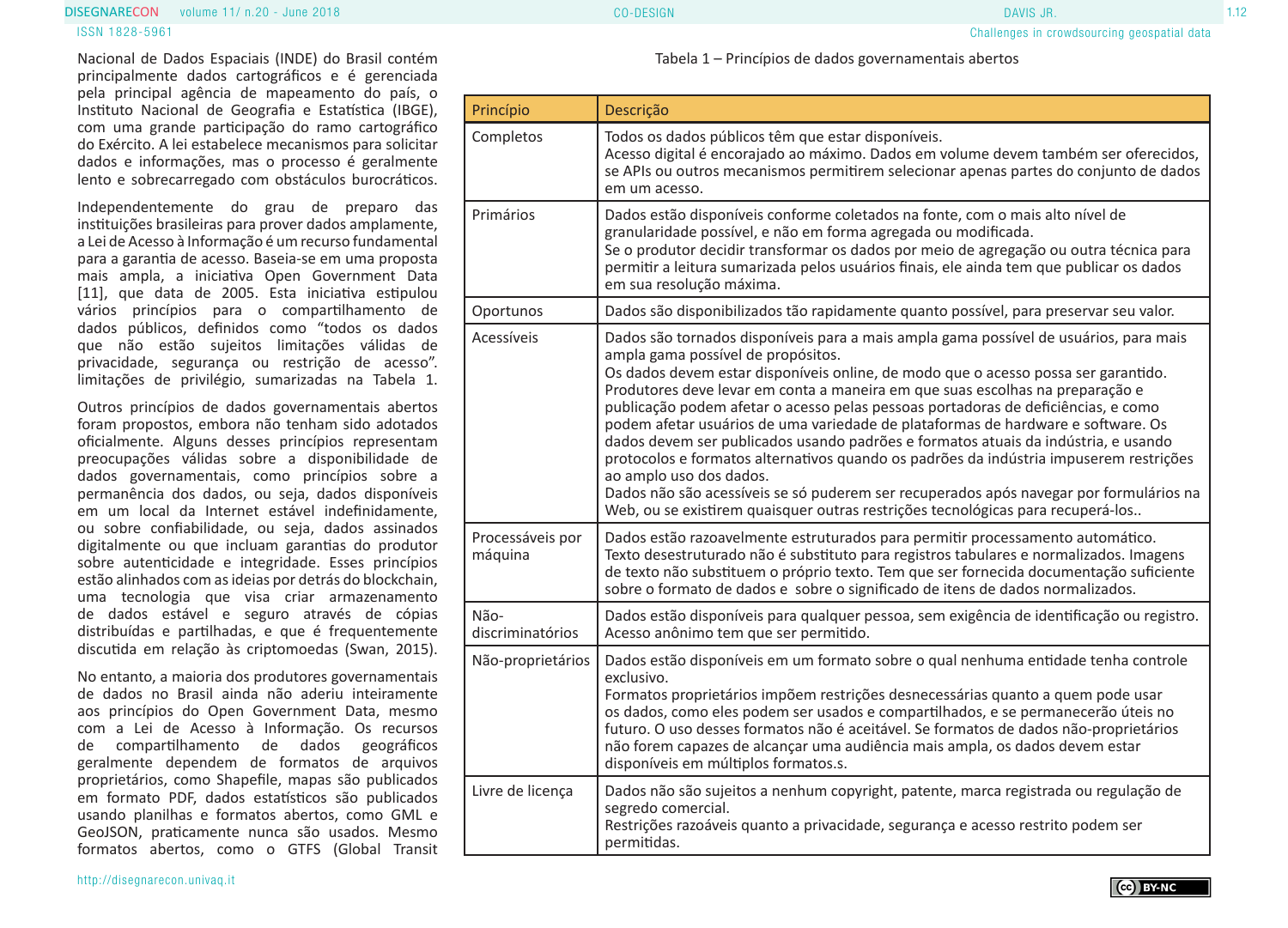Nacional de Dados Espaciais (INDE) do Brasil contém principalmente dados cartográficos e é gerenciada pela principal agência de mapeamento do país, o Instituto Nacional de Geografia e Estatística (IBGE), com uma grande participação do ramo cartográfico do Exército. A lei estabelece mecanismos para solicitar dados e informações, mas o processo é geralmente lento e sobrecarregado com obstáculos burocráticos.

Independentemente do grau de preparo das instituições brasileiras para prover dados amplamente, a Lei de Acesso à Informação é um recurso fundamental para a garantia de acesso. Baseia-se em uma proposta mais ampla, a iniciativa Open Government Data [11], que data de 2005. Esta iniciativa estipulou vários princípios para o compartilhamento de dados públicos, definidos como "todos os dados que não estão sujeitos limitações válidas de privacidade, segurança ou restrição de acesso". limitações de privilégio, sumarizadas na Tabela 1.

Outros princípios de dados governamentais abertos foram propostos, embora não tenham sido adotados oficialmente. Alguns desses princípios representam preocupações válidas sobre a disponibilidade de dados governamentais, como princípios sobre a permanência dos dados, ou seja, dados disponíveis em um local da Internet estável indefinidamente, ou sobre confiabilidade, ou seja, dados assinados digitalmente ou que incluam garantias do produtor sobre autenticidade e integridade. Esses princípios estão alinhados com as ideias por detrás do blockchain, uma tecnologia que visa criar armazenamento de dados estável e seguro através de cópias distribuídas e partilhadas, e que é frequentemente discutida em relação às criptomoedas (Swan, 2015).

No entanto, a maioria dos produtores governamentais de dados no Brasil ainda não aderiu inteiramente aos princípios do Open Government Data, mesmo com a Lei de Acesso à Informação. Os recursos de compartilhamento de dados geográficos geralmente dependem de formatos de arquivos proprietários, como Shapefile, mapas são publicados em formato PDF, dados estatísticos são publicados usando planilhas e formatos abertos, como GML e GeoJSON, praticamente nunca são usados. Mesmo formatos abertos, como o GTFS (Global Transit

Tabela 1 – Princípios de dados governamentais abertos

| Princípio | Descrição |
|---|---|
| Completos | Todos os dados públicos têm que estar disponíveis. Acesso digital é encorajado ao máximo. Dados em volume devem também ser oferecidos, se APIs ou outros mecanismos permitirem selecionar apenas partes do conjunto de dados em um acesso. |
| Primários | Dados estão disponíveis conforme coletados na fonte, com o mais alto nível de granularidade possível, e não em forma agregada ou modificada. Se o produtor decidir transformar os dados por meio de agregação ou outra técnica para permitir a leitura sumarizada pelos usuários finais, ele ainda tem que publicar os dados em sua resolução máxima. |
| Oportunos | Dados são disponibilizados tão rapidamente quanto possível, para preservar seu valor. |
| Acessíveis | Dados são tornados disponíveis para a mais ampla gama possível de usuários, para mais ampla gama possível de propósitos. Os dados devem estar disponíveis online, de modo que o acesso possa ser garantido. Produtores deve levar em conta a maneira em que suas escolhas na preparação e publicação podem afetar o acesso pelas pessoas portadoras de deficiências, e como podem afetar usuários de uma variedade de plataformas de hardware e software. Os dados devem ser publicados usando padrões e formatos atuais da indústria, e usando protocolos e formatos alternativos quando os padrões da indústria impuserem restrições ao amplo uso dos dados. Dados não são acessíveis se só puderem ser recuperados após navegar por formulários na Web, ou se existirem quaisquer outras restrições tecnológicas para recuperá-los.. |
| Processáveis por máquina | Dados estão razoavelmente estruturados para permitir processamento automático. Texto desestruturado não é substituto para registros tabulares e normalizados. Imagens de texto não substituem o próprio texto. Tem que ser fornecida documentação suficiente sobre o formato de dados e sobre o significado de itens de dados normalizados. |
| Não-discriminatórios | Dados estão disponíveis para qualquer pessoa, sem exigência de identificação ou registro. Acesso anônimo tem que ser permitido. |
| Não-proprietários | Dados estão disponíveis em um formato sobre o qual nenhuma entidade tenha controle exclusivo. Formatos proprietários impõem restrições desnecessárias quanto a quem pode usar os dados, como eles podem ser usados e compartilhados, e se permanecerão úteis no futuro. O uso desses formatos não é aceitável. Se formatos de dados não-proprietários não forem capazes de alcançar uma audiência mais ampla, os dados devem estar disponíveis em múltiplos formatos.s. |
| Livre de licença | Dados não são sujeitos a nenhum copyright, patente, marca registrada ou regulação de segredo comercial. Restrições razoáveis quanto a privacidade, segurança e acesso restrito podem ser permitidas. |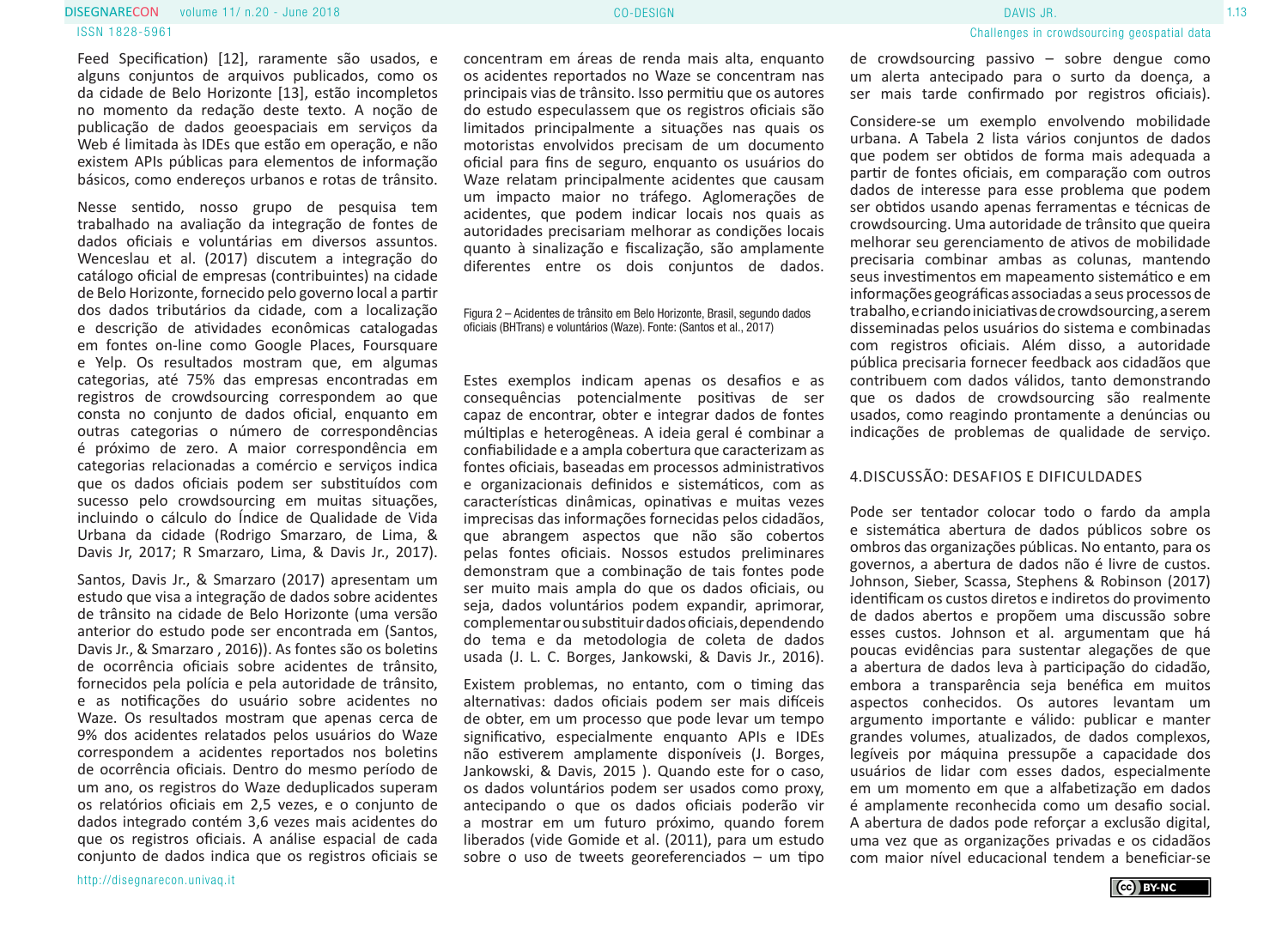Feed Specification) [12], raramente são usados, e alguns conjuntos de arquivos publicados, como os da cidade de Belo Horizonte [13], estão incompletos no momento da redação deste texto. A noção de publicação de dados geoespaciais em serviços da Web é limitada às IDEs que estão em operação, e não existem APIs públicas para elementos de informação básicos, como endereços urbanos e rotas de trânsito.

Nesse sentido, nosso grupo de pesquisa tem trabalhado na avaliação da integração de fontes de dados oficiais e voluntárias em diversos assuntos. Wenceslau et al. (2017) discutem a integração do catálogo oficial de empresas (contribuintes) na cidade de Belo Horizonte, fornecido pelo governo local a partir dos dados tributários da cidade, com a localização e descrição de atividades econômicas catalogadas em fontes on-line como Google Places, Foursquare e Yelp. Os resultados mostram que, em algumas categorias, até 75% das empresas encontradas em registros de crowdsourcing correspondem ao que consta no conjunto de dados oficial, enquanto em outras categorias o número de correspondências é próximo de zero. A maior correspondência em categorias relacionadas a comércio e serviços indica que os dados oficiais podem ser substituídos com sucesso pelo crowdsourcing em muitas situações, incluindo o cálculo do Índice de Qualidade de Vida Urbana da cidade (Rodrigo Smarzaro, de Lima, & Davis Jr, 2017; R Smarzaro, Lima, & Davis Jr., 2017).

Santos, Davis Jr., & Smarzaro (2017) apresentam um estudo que visa a integração de dados sobre acidentes de trânsito na cidade de Belo Horizonte (uma versão anterior do estudo pode ser encontrada em (Santos, Davis Jr., & Smarzaro , 2016)). As fontes são os boletins de ocorrência oficiais sobre acidentes de trânsito, fornecidos pela polícia e pela autoridade de trânsito, e as notificações do usuário sobre acidentes no Waze. Os resultados mostram que apenas cerca de 9% dos acidentes relatados pelos usuários do Waze correspondem a acidentes reportados nos boletins de ocorrência oficiais. Dentro do mesmo período de um ano, os registros do Waze deduplicados superam os relatórios oficiais em 2,5 vezes, e o conjunto de dados integrado contém 3,6 vezes mais acidentes do que os registros oficiais. A análise espacial de cada conjunto de dados indica que os registros oficiais se concentram em áreas de renda mais alta, enquanto os acidentes reportados no Waze se concentram nas principais vias de trânsito. Isso permitiu que os autores do estudo especulassem que os registros oficiais são limitados principalmente a situações nas quais os motoristas envolvidos precisam de um documento oficial para fins de seguro, enquanto os usuários do Waze relatam principalmente acidentes que causam um impacto maior no tráfego. Aglomerações de acidentes, que podem indicar locais nos quais as autoridades precisariam melhorar as condições locais quanto à sinalização e fiscalização, são amplamente diferentes entre os dois conjuntos de dados.

Figura 2 – Acidentes de trânsito em Belo Horizonte, Brasil, segundo dados oficiais (BHTrans) e voluntários (Waze). Fonte: (Santos et al., 2017)

Estes exemplos indicam apenas os desafios e as consequências potencialmente positivas de ser capaz de encontrar, obter e integrar dados de fontes múltiplas e heterogêneas. A ideia geral é combinar a confiabilidade e a ampla cobertura que caracterizam as fontes oficiais, baseadas em processos administrativos e organizacionais definidos e sistemáticos, com as características dinâmicas, opinativas e muitas vezes imprecisas das informações fornecidas pelos cidadãos, que abrangem aspectos que não são cobertos pelas fontes oficiais. Nossos estudos preliminares demonstram que a combinação de tais fontes pode ser muito mais ampla do que os dados oficiais, ou seja, dados voluntários podem expandir, aprimorar, complementar ou substituir dados oficiais, dependendo do tema e da metodologia de coleta de dados usada (J. L. C. Borges, Jankowski, & Davis Jr., 2016).

Existem problemas, no entanto, com o timing das alternativas: dados oficiais podem ser mais difíceis de obter, em um processo que pode levar um tempo significativo, especialmente enquanto APIs e IDEs não estiverem amplamente disponíveis (J. Borges, Jankowski, & Davis, 2015 ). Quando este for o caso, os dados voluntários podem ser usados como proxy, antecipando o que os dados oficiais poderão vir a mostrar em um futuro próximo, quando forem liberados (vide Gomide et al. (2011), para um estudo sobre o uso de tweets georeferenciados – um tipo de crowdsourcing passivo – sobre dengue como um alerta antecipado para o surto da doença, a ser mais tarde confirmado por registros oficiais).

Considere-se um exemplo envolvendo mobilidade urbana. A Tabela 2 lista vários conjuntos de dados que podem ser obtidos de forma mais adequada a partir de fontes oficiais, em comparação com outros dados de interesse para esse problema que podem ser obtidos usando apenas ferramentas e técnicas de crowdsourcing. Uma autoridade de trânsito que queira melhorar seu gerenciamento de ativos de mobilidade precisaria combinar ambas as colunas, mantendo seus investimentos em mapeamento sistemático e em informações geográficas associadas a seus processos de trabalho, e criando iniciativas de crowdsourcing, a serem disseminadas pelos usuários do sistema e combinadas com registros oficiais. Além disso, a autoridade pública precisaria fornecer feedback aos cidadãos que contribuem com dados válidos, tanto demonstrando que os dados de crowdsourcing são realmente usados, como reagindo prontamente a denúncias ou indicações de problemas de qualidade de serviço.

## 4.DISCUSSÃO: DESAFIOS E DIFICULDADES

Pode ser tentador colocar todo o fardo da ampla e sistemática abertura de dados públicos sobre os ombros das organizações públicas. No entanto, para os governos, a abertura de dados não é livre de custos. Johnson, Sieber, Scassa, Stephens & Robinson (2017) identificam os custos diretos e indiretos do provimento de dados abertos e propõem uma discussão sobre esses custos. Johnson et al. argumentam que há poucas evidências para sustentar alegações de que a abertura de dados leva à participação do cidadão, embora a transparência seja benéfica em muitos aspectos conhecidos. Os autores levantam um argumento importante e válido: publicar e manter grandes volumes, atualizados, de dados complexos, legíveis por máquina pressupõe a capacidade dos usuários de lidar com esses dados, especialmente em um momento em que a alfabetização em dados é amplamente reconhecida como um desafio social. A abertura de dados pode reforçar a exclusão digital, uma vez que as organizações privadas e os cidadãos com maior nível educacional tendem a beneficiar-se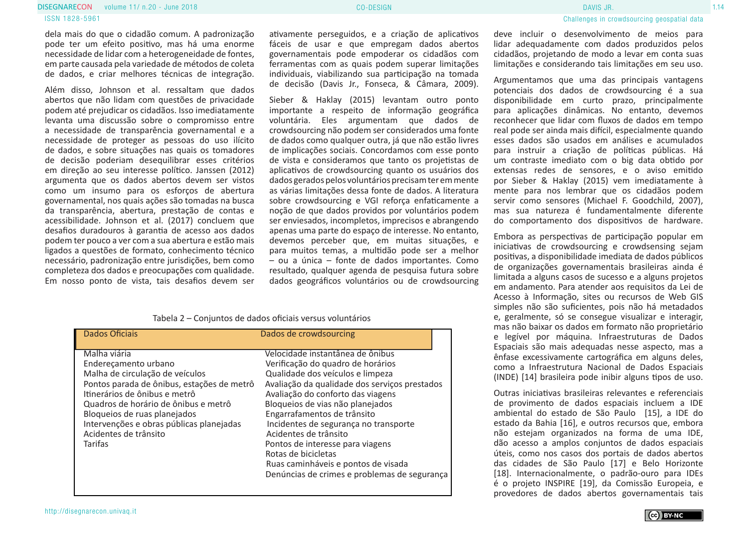dela mais do que o cidadão comum. A padronização pode ter um efeito positivo, mas há uma enorme necessidade de lidar com a heterogeneidade de fontes, em parte causada pela variedade de métodos de coleta de dados, e criar melhores técnicas de integração.

Além disso, Johnson et al. ressaltam que dados abertos que não lidam com questões de privacidade podem até prejudicar os cidadãos. Isso imediatamente levanta uma discussão sobre o compromisso entre a necessidade de transparência governamental e a necessidade de proteger as pessoas do uso ilícito de dados, e sobre situações nas quais os tomadores de decisão poderiam desequilibrar esses critérios em direção ao seu interesse político. Janssen (2012) argumenta que os dados abertos devem ser vistos como um insumo para os esforços de abertura governamental, nos quais ações são tomadas na busca da transparência, abertura, prestação de contas e acessibilidade. Johnson et al. (2017) concluem que desafios duradouros à garantia de acesso aos dados podem ter pouco a ver com a sua abertura e estão mais ligados a questões de formato, conhecimento técnico necessário, padronização entre jurisdições, bem como completeza dos dados e preocupações com qualidade. Em nosso ponto de vista, tais desafios devem ser ativamente perseguidos, e a criação de aplicativos fáceis de usar e que empregam dados abertos governamentais pode empoderar os cidadãos com ferramentas com as quais podem superar limitações individuais, viabilizando sua participação na tomada de decisão (Davis Jr., Fonseca, & Câmara, 2009).

Sieber & Haklay (2015) levantam outro ponto importante a respeito de informação geográfica voluntária. Eles argumentam que dados de crowdsourcing não podem ser considerados uma fonte de dados como qualquer outra, já que não estão livres de implicações sociais. Concordamos com esse ponto de vista e consideramos que tanto os projetistas de aplicativos de crowdsourcing quanto os usuários dos dados gerados pelos voluntários precisam ter em mente as várias limitações dessa fonte de dados. A literatura sobre crowdsourcing e VGI reforça enfaticamente a noção de que dados providos por voluntários podem ser enviesados, incompletos, imprecisos e abrangendo apenas uma parte do espaço de interesse. No entanto, devemos perceber que, em muitas situações, e para muitos temas, a multidão pode ser a melhor – ou a única – fonte de dados importantes. Como resultado, qualquer agenda de pesquisa futura sobre dados geográficos voluntários ou de crowdsourcing deve incluir o desenvolvimento de meios para lidar adequadamente com dados produzidos pelos cidadãos, projetando de modo a levar em conta suas limitações e considerando tais limitações em seu uso.

Tabela 2 – Conjuntos de dados oficiais versus voluntários

| Dados Oficiais | Dados de crowdsourcing |
|---|---|
| Malha viária | Velocidade instantânea de ônibus |
| Endereçamento urbano | Verificação do quadro de horários |
| Malha de circulação de veículos | Qualidade dos veículos e limpeza |
| Pontos parada de ônibus, estações de metrô | Avaliação da qualidade dos serviços prestados |
| Itinerários de ônibus e metrô | Avaliação do conforto das viagens |
| Quadros de horário de ônibus e metrô | Bloqueios de vias não planejados |
| Bloqueios de ruas planejados | Engarrafamentos de trânsito |
| Intervenções e obras públicas planejadas | Incidentes de segurança no transporte |
| Acidentes de trânsito | Acidentes de trânsito |
| Tarifas | Pontos de interesse para viagens |
| | Rotas de bicicletas |
| | Ruas caminháveis e pontos de visada |
| | Denúncias de crimes e problemas de segurança |

Argumentamos que uma das principais vantagens potenciais dos dados de crowdsourcing é a sua disponibilidade em curto prazo, principalmente para aplicações dinâmicas. No entanto, devemos reconhecer que lidar com fluxos de dados em tempo real pode ser ainda mais difícil, especialmente quando esses dados são usados em análises e acumulados para instruir a criação de políticas públicas. Há um contraste imediato com o big data obtido por extensas redes de sensores, e o aviso emitido por Sieber & Haklay (2015) vem imediatamente à mente para nos lembrar que os cidadãos podem servir como sensores (Michael F. Goodchild, 2007), mas sua natureza é fundamentalmente diferente do comportamento dos dispositivos de hardware.

Embora as perspectivas de participação popular em iniciativas de crowdsourcing e crowdsensing sejam positivas, a disponibilidade imediata de dados públicos de organizações governamentais brasileiras ainda é limitada a alguns casos de sucesso e a alguns projetos em andamento. Para atender aos requisitos da Lei de Acesso à Informação, sites ou recursos de Web GIS simples não são suficientes, pois não há metadados e, geralmente, só se consegue visualizar e interagir, mas não baixar os dados em formato não proprietário e legível por máquina. Infraestruturas de Dados Espaciais são mais adequadas nesse aspecto, mas a ênfase excessivamente cartográfica em alguns deles, como a Infraestrutura Nacional de Dados Espaciais (INDE) [14] brasileira pode inibir alguns tipos de uso.

Outras iniciativas brasileiras relevantes e referenciais de provimento de dados espaciais incluem a IDE ambiental do estado de São Paulo [15], a IDE do estado da Bahia [16], e outros recursos que, embora não estejam organizados na forma de uma IDE, dão acesso a amplos conjuntos de dados espaciais úteis, como nos casos dos portais de dados abertos das cidades de São Paulo [17] e Belo Horizonte [18]. Internacionalmente, o padrão-ouro para IDEs é o projeto INSPIRE [19], da Comissão Europeia, e provedores de dados abertos governamentais tais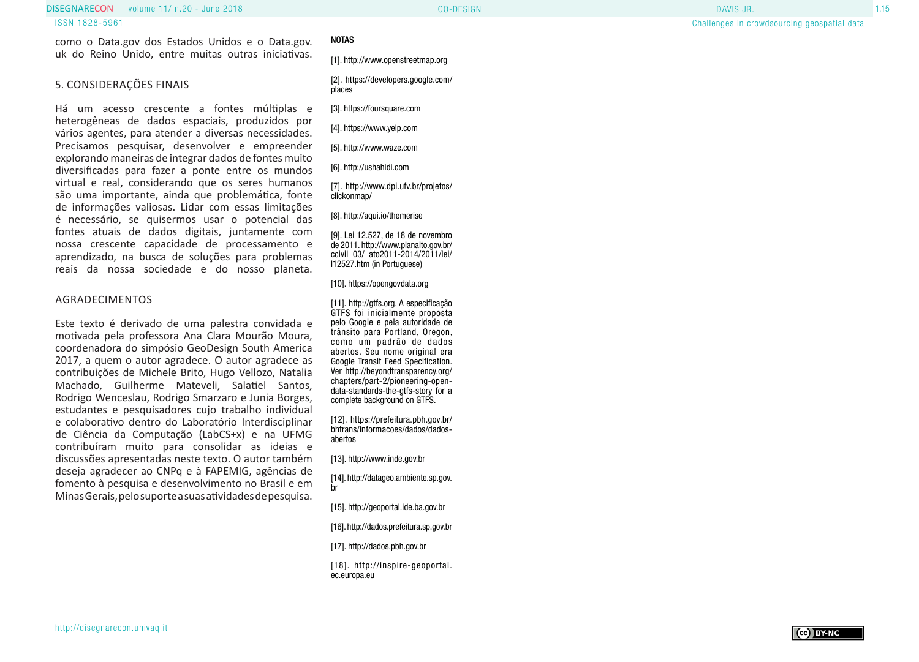como o Data.gov dos Estados Unidos e o Data.gov.uk do Reino Unido, entre muitas outras iniciativas.

## 5. CONSIDERAÇÕES FINAIS

Há um acesso crescente a fontes múltiplas e heterogêneas de dados espaciais, produzidos por vários agentes, para atender a diversas necessidades. Precisamos pesquisar, desenvolver e empreender explorando maneiras de integrar dados de fontes muito diversificadas para fazer a ponte entre os mundos virtual e real, considerando que os seres humanos são uma importante, ainda que problemática, fonte de informações valiosas. Lidar com essas limitações é necessário, se quisermos usar o potencial das fontes atuais de dados digitais, juntamente com nossa crescente capacidade de processamento e aprendizado, na busca de soluções para problemas reais da nossa sociedade e do nosso planeta.

## AGRADECIMENTOS

Este texto é derivado de uma palestra convidada e motivada pela professora Ana Clara Mourão Moura, coordenadora do simpósio GeoDesign South America 2017, a quem o autor agradece. O autor agradece as contribuições de Michele Brito, Hugo Vellozo, Natalia Machado, Guilherme Mateveli, Salatiel Santos, Rodrigo Wenceslau, Rodrigo Smarzaro e Junia Borges, estudantes e pesquisadores cujo trabalho individual e colaborativo dentro do Laboratório Interdisciplinar de Ciência da Computação (LabCS+x) e na UFMG contribuíram muito para consolidar as ideias e discussões apresentadas neste texto. O autor também deseja agradecer ao CNPq e à FAPEMIG, agências de fomento à pesquisa e desenvolvimento no Brasil e em Minas Gerais, pelo suporte a suas atividades de pesquisa.

## NOTAS

[1]. http://www.openstreetmap.org

[2]. https://developers.google.com/places

[3]. https://foursquare.com

[4]. https://www.yelp.com

[5]. http://www.waze.com

[6]. http://ushahidi.com

[7]. http://www.dpi.ufv.br/projetos/clickonmap/

[8]. http://aqui.io/themerise

[9]. Lei 12.527, de 18 de novembro de 2011. http://www.planalto.gov.br/ccivil_03/_ato2011-2014/2011/lei/l12527.htm (in Portuguese)

[10]. https://opengovdata.org

[11]. http://gtfs.org. A especificação GTFS foi inicialmente proposta pelo Google e pela autoridade de trânsito para Portland, Oregon, como um padrão de dados abertos. Seu nome original era Google Transit Feed Specification. Ver http://beyondtransparency.org/chapters/part-2/pioneering-open-data-standards-the-gtfs-story for a complete background on GTFS.

[12]. https://prefeitura.pbh.gov.br/bhtrans/informacoes/dados/dados-abertos

[13]. http://www.inde.gov.br

[14]. http://datageo.ambiente.sp.gov.br

[15]. http://geoportal.ide.ba.gov.br

[16]. http://dados.prefeitura.sp.gov.br

[17]. http://dados.pbh.gov.br

[18]. http://inspire-geoportal.ec.europa.eu